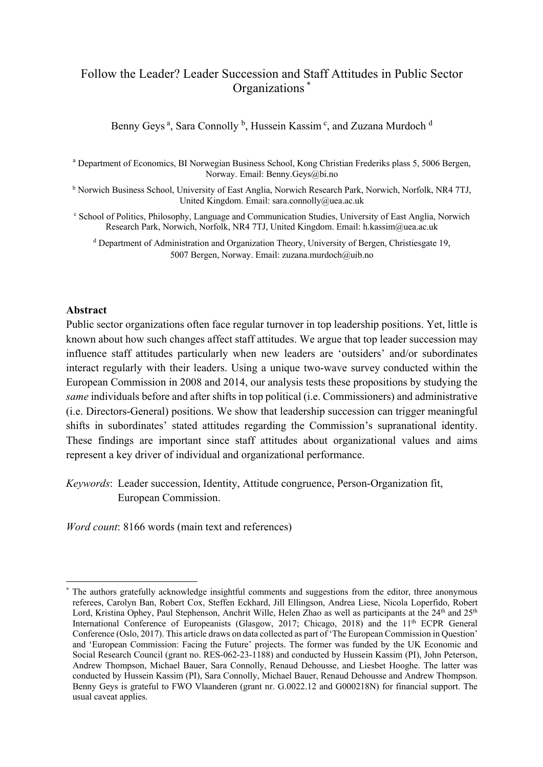# Follow the Leader? Leader Succession and Staff Attitudes in Public Sector Organizations [*]

Benny Geys [a], Sara Connolly [b], Hussein Kassim [c], and Zuzana Murdoch [d]

[a] Department of Economics, BI Norwegian Business School, Kong Christian Frederiks plass 5, 5006 Bergen, Norway. Email: Benny.Geys@bi.no

[b] Norwich Business School, University of East Anglia, Norwich Research Park, Norwich, Norfolk, NR4 7TJ, United Kingdom. Email: sara.connolly@uea.ac.uk

[c] School of Politics, Philosophy, Language and Communication Studies, University of East Anglia, Norwich Research Park, Norwich, Norfolk, NR4 7TJ, United Kingdom. Email: h.kassim@uea.ac.uk

[d] Department of Administration and Organization Theory, University of Bergen, Christiesgate 19, 5007 Bergen, Norway. Email: zuzana.murdoch@uib.no

**Abstract**

Public sector organizations often face regular turnover in top leadership positions. Yet, little is known about how such changes affect staff attitudes. We argue that top leader succession may influence staff attitudes particularly when new leaders are 'outsiders' and/or subordinates interact regularly with their leaders. Using a unique two-wave survey conducted within the European Commission in 2008 and 2014, our analysis tests these propositions by studying the *same* individuals before and after shifts in top political (i.e. Commissioners) and administrative (i.e. Directors-General) positions. We show that leadership succession can trigger meaningful shifts in subordinates' stated attitudes regarding the Commission's supranational identity. These findings are important since staff attitudes about organizational values and aims represent a key driver of individual and organizational performance.

*Keywords*: Leader succession, Identity, Attitude congruence, Person-Organization fit, European Commission.

*Word count*: 8166 words (main text and references)

[*] The authors gratefully acknowledge insightful comments and suggestions from the editor, three anonymous referees, Carolyn Ban, Robert Cox, Steffen Eckhard, Jill Ellingson, Andrea Liese, Nicola Loperfido, Robert Lord, Kristina Ophey, Paul Stephenson, Anchrit Wille, Helen Zhao as well as participants at the 24th and 25th International Conference of Europeanists (Glasgow, 2017; Chicago, 2018) and the 11th ECPR General Conference (Oslo, 2017). This article draws on data collected as part of 'The European Commission in Question' and 'European Commission: Facing the Future' projects. The former was funded by the UK Economic and Social Research Council (grant no. RES-062-23-1188) and conducted by Hussein Kassim (PI), John Peterson, Andrew Thompson, Michael Bauer, Sara Connolly, Renaud Dehousse, and Liesbet Hooghe. The latter was conducted by Hussein Kassim (PI), Sara Connolly, Michael Bauer, Renaud Dehousse and Andrew Thompson. Benny Geys is grateful to FWO Vlaanderen (grant nr. G.0022.12 and G000218N) for financial support. The usual caveat applies.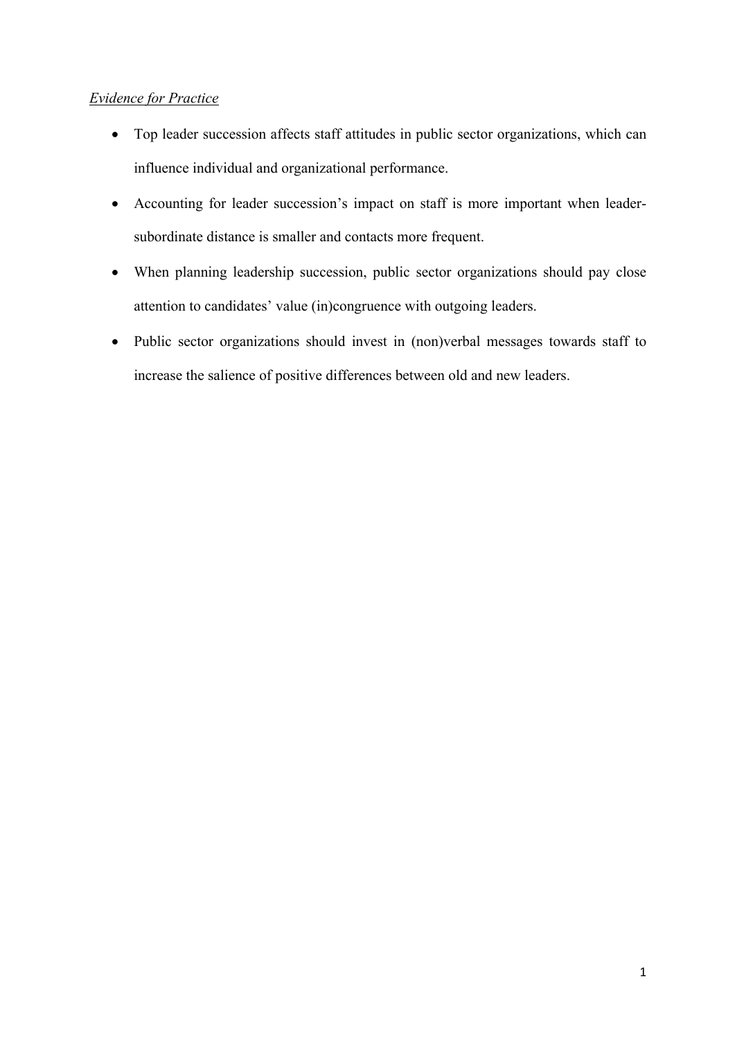*Evidence for Practice*

- Top leader succession affects staff attitudes in public sector organizations, which can influence individual and organizational performance.
- Accounting for leader succession's impact on staff is more important when leader-subordinate distance is smaller and contacts more frequent.
- When planning leadership succession, public sector organizations should pay close attention to candidates' value (in)congruence with outgoing leaders.
- Public sector organizations should invest in (non)verbal messages towards staff to increase the salience of positive differences between old and new leaders.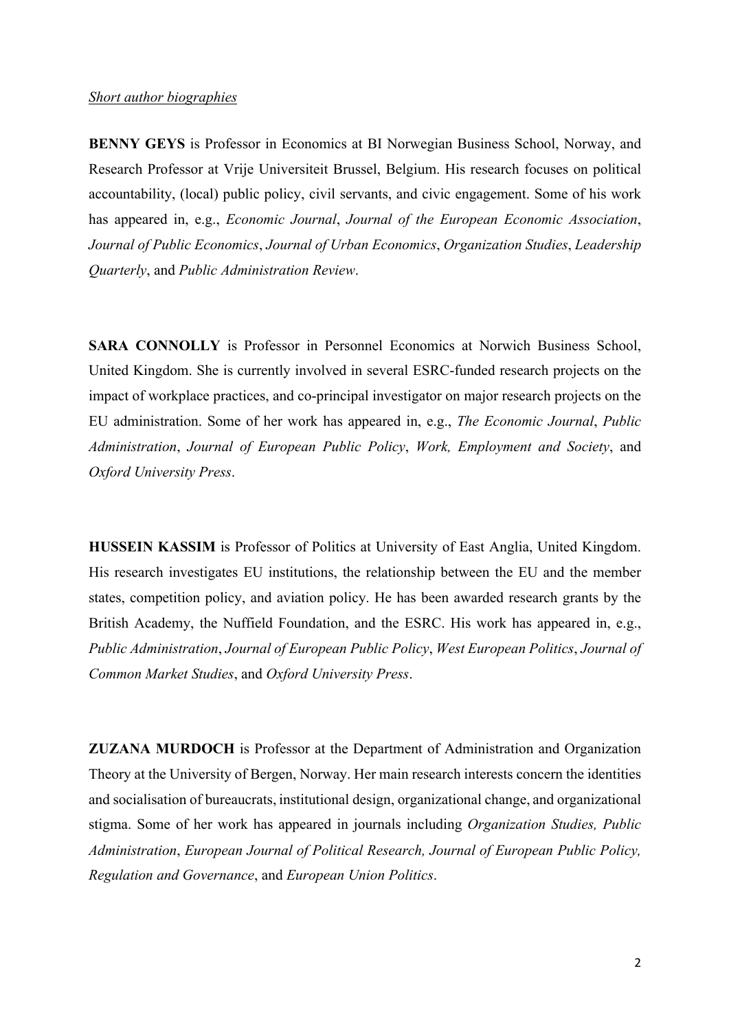*Short author biographies*

**BENNY GEYS** is Professor in Economics at BI Norwegian Business School, Norway, and Research Professor at Vrije Universiteit Brussel, Belgium. His research focuses on political accountability, (local) public policy, civil servants, and civic engagement. Some of his work has appeared in, e.g., *Economic Journal*, *Journal of the European Economic Association*, *Journal of Public Economics*, *Journal of Urban Economics*, *Organization Studies*, *Leadership Quarterly*, and *Public Administration Review*.

**SARA CONNOLLY** is Professor in Personnel Economics at Norwich Business School, United Kingdom. She is currently involved in several ESRC-funded research projects on the impact of workplace practices, and co-principal investigator on major research projects on the EU administration. Some of her work has appeared in, e.g., *The Economic Journal*, *Public Administration*, *Journal of European Public Policy*, *Work, Employment and Society*, and *Oxford University Press*.

**HUSSEIN KASSIM** is Professor of Politics at University of East Anglia, United Kingdom. His research investigates EU institutions, the relationship between the EU and the member states, competition policy, and aviation policy. He has been awarded research grants by the British Academy, the Nuffield Foundation, and the ESRC. His work has appeared in, e.g., *Public Administration*, *Journal of European Public Policy*, *West European Politics*, *Journal of Common Market Studies*, and *Oxford University Press*.

**ZUZANA MURDOCH** is Professor at the Department of Administration and Organization Theory at the University of Bergen, Norway. Her main research interests concern the identities and socialisation of bureaucrats, institutional design, organizational change, and organizational stigma. Some of her work has appeared in journals including *Organization Studies, Public Administration*, *European Journal of Political Research, Journal of European Public Policy, Regulation and Governance*, and *European Union Politics*.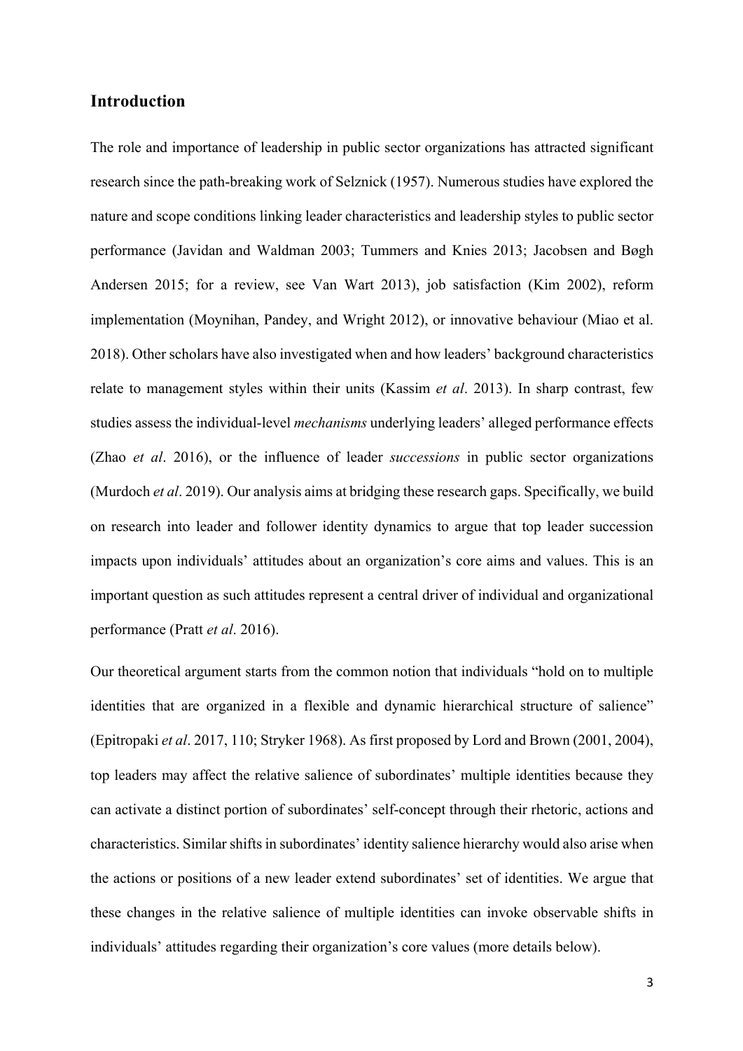## Introduction

The role and importance of leadership in public sector organizations has attracted significant research since the path-breaking work of Selznick (1957). Numerous studies have explored the nature and scope conditions linking leader characteristics and leadership styles to public sector performance (Javidan and Waldman 2003; Tummers and Knies 2013; Jacobsen and Bøgh Andersen 2015; for a review, see Van Wart 2013), job satisfaction (Kim 2002), reform implementation (Moynihan, Pandey, and Wright 2012), or innovative behaviour (Miao et al. 2018). Other scholars have also investigated when and how leaders' background characteristics relate to management styles within their units (Kassim *et al*. 2013). In sharp contrast, few studies assess the individual-level *mechanisms* underlying leaders' alleged performance effects (Zhao *et al*. 2016), or the influence of leader *successions* in public sector organizations (Murdoch *et al*. 2019). Our analysis aims at bridging these research gaps. Specifically, we build on research into leader and follower identity dynamics to argue that top leader succession impacts upon individuals' attitudes about an organization's core aims and values. This is an important question as such attitudes represent a central driver of individual and organizational performance (Pratt *et al*. 2016).

Our theoretical argument starts from the common notion that individuals "hold on to multiple identities that are organized in a flexible and dynamic hierarchical structure of salience" (Epitropaki *et al*. 2017, 110; Stryker 1968). As first proposed by Lord and Brown (2001, 2004), top leaders may affect the relative salience of subordinates' multiple identities because they can activate a distinct portion of subordinates' self-concept through their rhetoric, actions and characteristics. Similar shifts in subordinates' identity salience hierarchy would also arise when the actions or positions of a new leader extend subordinates' set of identities. We argue that these changes in the relative salience of multiple identities can invoke observable shifts in individuals' attitudes regarding their organization's core values (more details below).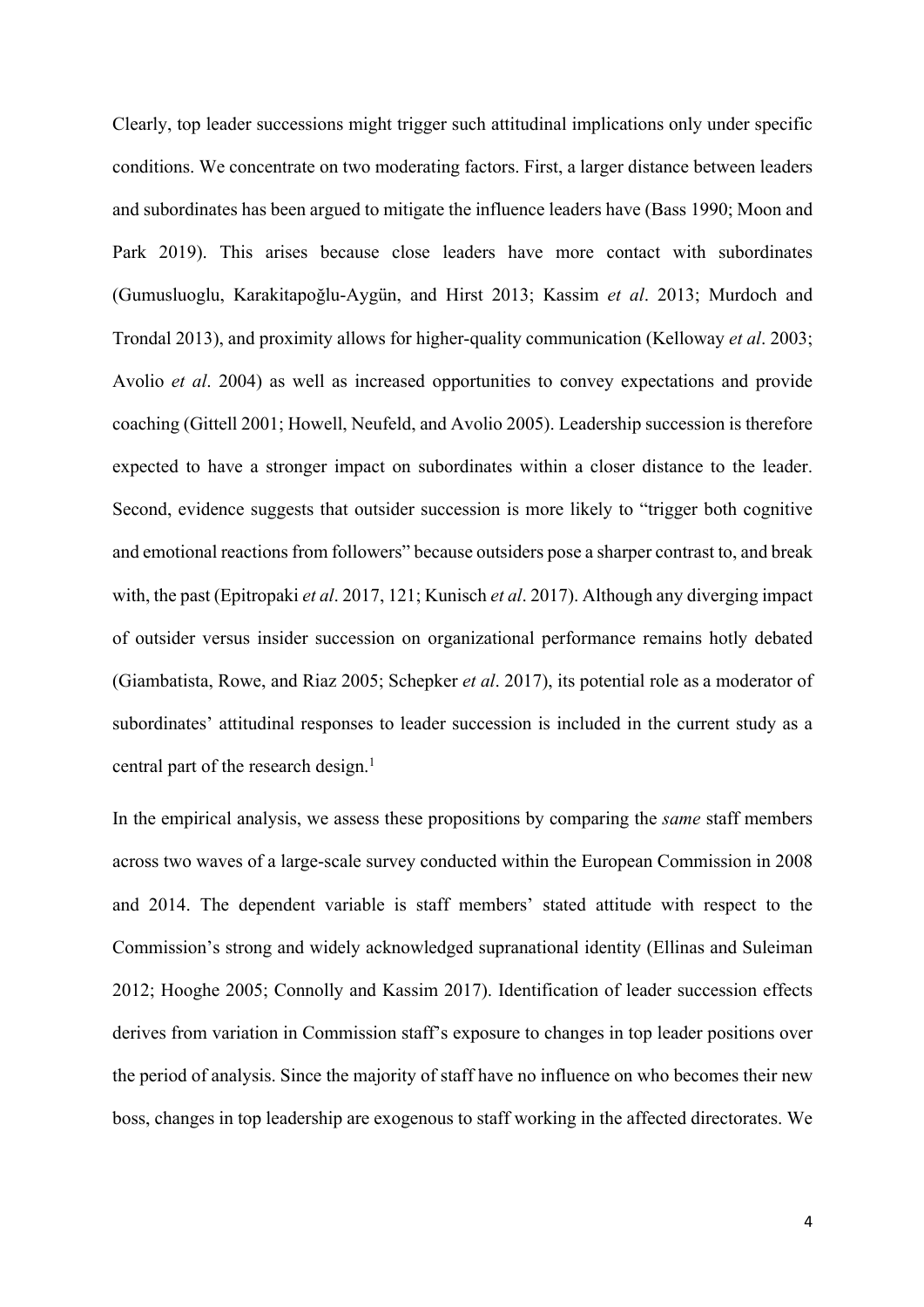Clearly, top leader successions might trigger such attitudinal implications only under specific conditions. We concentrate on two moderating factors. First, a larger distance between leaders and subordinates has been argued to mitigate the influence leaders have (Bass 1990; Moon and Park 2019). This arises because close leaders have more contact with subordinates (Gumusluoglu, Karakitapoğlu-Aygün, and Hirst 2013; Kassim *et al*. 2013; Murdoch and Trondal 2013), and proximity allows for higher-quality communication (Kelloway *et al*. 2003; Avolio *et al*. 2004) as well as increased opportunities to convey expectations and provide coaching (Gittell 2001; Howell, Neufeld, and Avolio 2005). Leadership succession is therefore expected to have a stronger impact on subordinates within a closer distance to the leader. Second, evidence suggests that outsider succession is more likely to "trigger both cognitive and emotional reactions from followers" because outsiders pose a sharper contrast to, and break with, the past (Epitropaki *et al*. 2017, 121; Kunisch *et al*. 2017). Although any diverging impact of outsider versus insider succession on organizational performance remains hotly debated (Giambatista, Rowe, and Riaz 2005; Schepker *et al*. 2017), its potential role as a moderator of subordinates' attitudinal responses to leader succession is included in the current study as a central part of the research design.[1]

In the empirical analysis, we assess these propositions by comparing the *same* staff members across two waves of a large-scale survey conducted within the European Commission in 2008 and 2014. The dependent variable is staff members' stated attitude with respect to the Commission's strong and widely acknowledged supranational identity (Ellinas and Suleiman 2012; Hooghe 2005; Connolly and Kassim 2017). Identification of leader succession effects derives from variation in Commission staff's exposure to changes in top leader positions over the period of analysis. Since the majority of staff have no influence on who becomes their new boss, changes in top leadership are exogenous to staff working in the affected directorates. We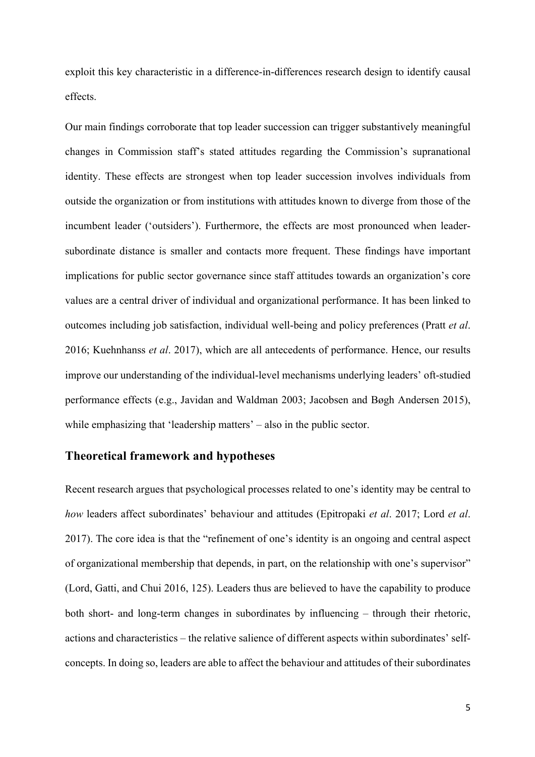exploit this key characteristic in a difference-in-differences research design to identify causal effects.

Our main findings corroborate that top leader succession can trigger substantively meaningful changes in Commission staff's stated attitudes regarding the Commission's supranational identity. These effects are strongest when top leader succession involves individuals from outside the organization or from institutions with attitudes known to diverge from those of the incumbent leader ('outsiders'). Furthermore, the effects are most pronounced when leader-subordinate distance is smaller and contacts more frequent. These findings have important implications for public sector governance since staff attitudes towards an organization's core values are a central driver of individual and organizational performance. It has been linked to outcomes including job satisfaction, individual well-being and policy preferences (Pratt *et al*. 2016; Kuehnhanss *et al*. 2017), which are all antecedents of performance. Hence, our results improve our understanding of the individual-level mechanisms underlying leaders' oft-studied performance effects (e.g., Javidan and Waldman 2003; Jacobsen and Bøgh Andersen 2015), while emphasizing that 'leadership matters' – also in the public sector.

## Theoretical framework and hypotheses

Recent research argues that psychological processes related to one's identity may be central to *how* leaders affect subordinates' behaviour and attitudes (Epitropaki *et al*. 2017; Lord *et al*. 2017). The core idea is that the "refinement of one's identity is an ongoing and central aspect of organizational membership that depends, in part, on the relationship with one's supervisor" (Lord, Gatti, and Chui 2016, 125). Leaders thus are believed to have the capability to produce both short- and long-term changes in subordinates by influencing – through their rhetoric, actions and characteristics – the relative salience of different aspects within subordinates' self-concepts. In doing so, leaders are able to affect the behaviour and attitudes of their subordinates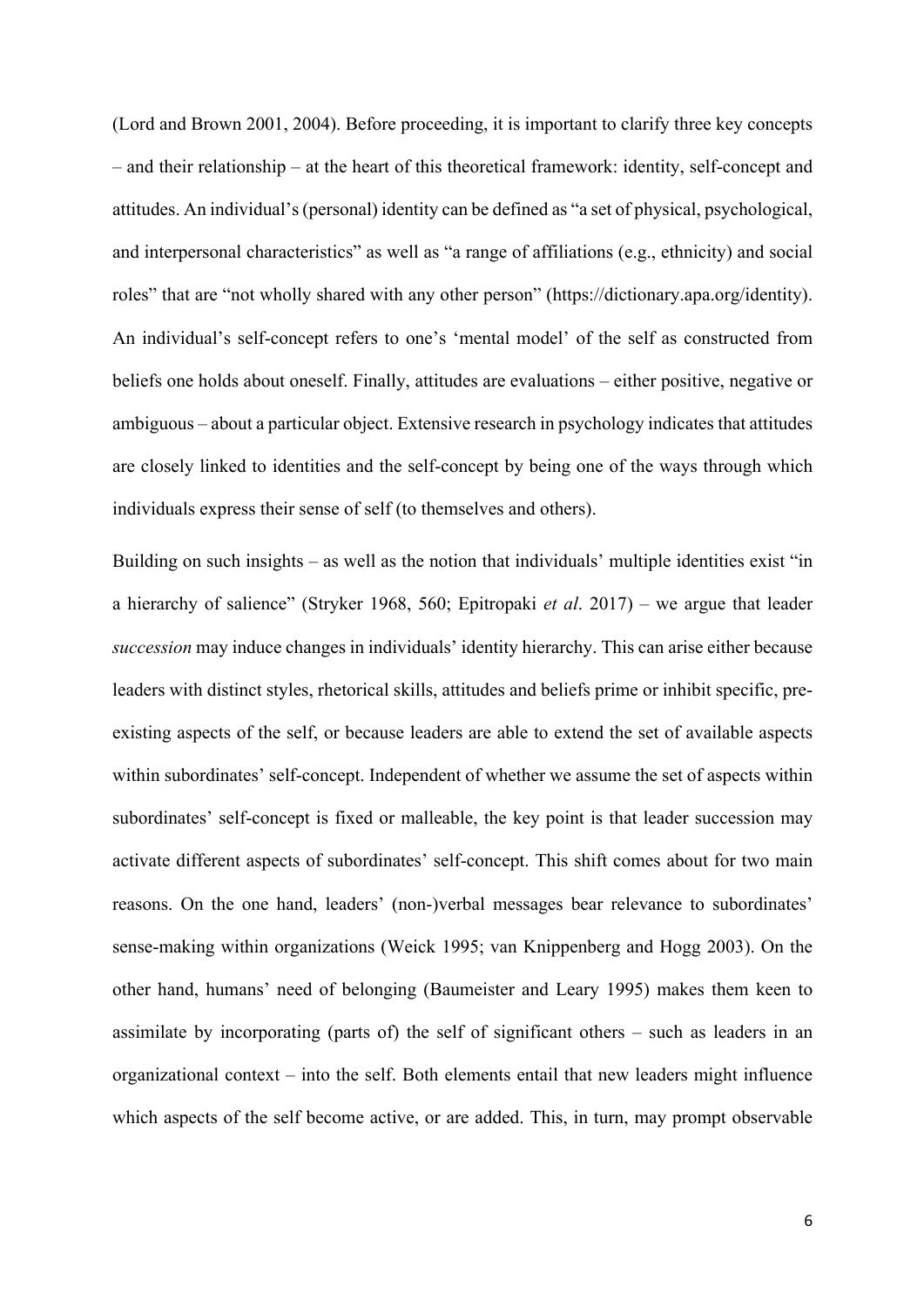(Lord and Brown 2001, 2004). Before proceeding, it is important to clarify three key concepts – and their relationship – at the heart of this theoretical framework: identity, self-concept and attitudes. An individual's (personal) identity can be defined as "a set of physical, psychological, and interpersonal characteristics" as well as "a range of affiliations (e.g., ethnicity) and social roles" that are "not wholly shared with any other person" (https://dictionary.apa.org/identity). An individual's self-concept refers to one's 'mental model' of the self as constructed from beliefs one holds about oneself. Finally, attitudes are evaluations – either positive, negative or ambiguous – about a particular object. Extensive research in psychology indicates that attitudes are closely linked to identities and the self-concept by being one of the ways through which individuals express their sense of self (to themselves and others).

Building on such insights – as well as the notion that individuals' multiple identities exist "in a hierarchy of salience" (Stryker 1968, 560; Epitropaki *et al*. 2017) – we argue that leader *succession* may induce changes in individuals' identity hierarchy. This can arise either because leaders with distinct styles, rhetorical skills, attitudes and beliefs prime or inhibit specific, pre-existing aspects of the self, or because leaders are able to extend the set of available aspects within subordinates' self-concept. Independent of whether we assume the set of aspects within subordinates' self-concept is fixed or malleable, the key point is that leader succession may activate different aspects of subordinates' self-concept. This shift comes about for two main reasons. On the one hand, leaders' (non-)verbal messages bear relevance to subordinates' sense-making within organizations (Weick 1995; van Knippenberg and Hogg 2003). On the other hand, humans' need of belonging (Baumeister and Leary 1995) makes them keen to assimilate by incorporating (parts of) the self of significant others – such as leaders in an organizational context – into the self. Both elements entail that new leaders might influence which aspects of the self become active, or are added. This, in turn, may prompt observable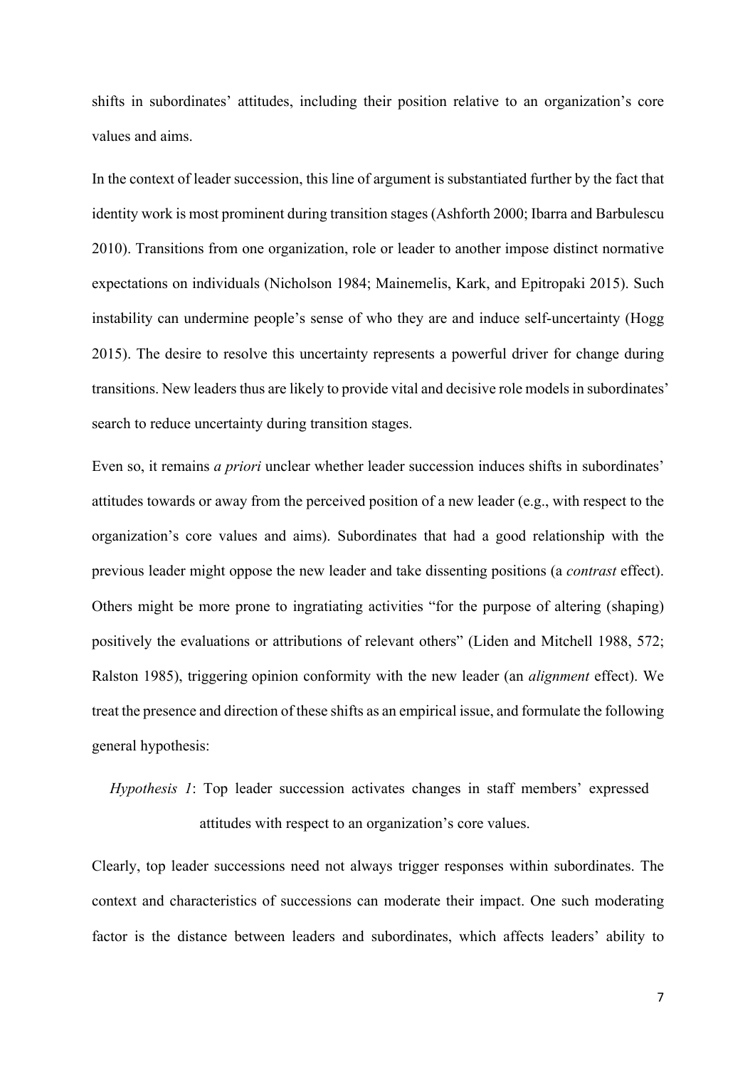shifts in subordinates' attitudes, including their position relative to an organization's core values and aims.

In the context of leader succession, this line of argument is substantiated further by the fact that identity work is most prominent during transition stages (Ashforth 2000; Ibarra and Barbulescu 2010). Transitions from one organization, role or leader to another impose distinct normative expectations on individuals (Nicholson 1984; Mainemelis, Kark, and Epitropaki 2015). Such instability can undermine people's sense of who they are and induce self-uncertainty (Hogg 2015). The desire to resolve this uncertainty represents a powerful driver for change during transitions. New leaders thus are likely to provide vital and decisive role models in subordinates' search to reduce uncertainty during transition stages.

Even so, it remains *a priori* unclear whether leader succession induces shifts in subordinates' attitudes towards or away from the perceived position of a new leader (e.g., with respect to the organization's core values and aims). Subordinates that had a good relationship with the previous leader might oppose the new leader and take dissenting positions (a *contrast* effect). Others might be more prone to ingratiating activities "for the purpose of altering (shaping) positively the evaluations or attributions of relevant others" (Liden and Mitchell 1988, 572; Ralston 1985), triggering opinion conformity with the new leader (an *alignment* effect). We treat the presence and direction of these shifts as an empirical issue, and formulate the following general hypothesis:

> *Hypothesis 1*: Top leader succession activates changes in staff members' expressed attitudes with respect to an organization's core values.

Clearly, top leader successions need not always trigger responses within subordinates. The context and characteristics of successions can moderate their impact. One such moderating factor is the distance between leaders and subordinates, which affects leaders' ability to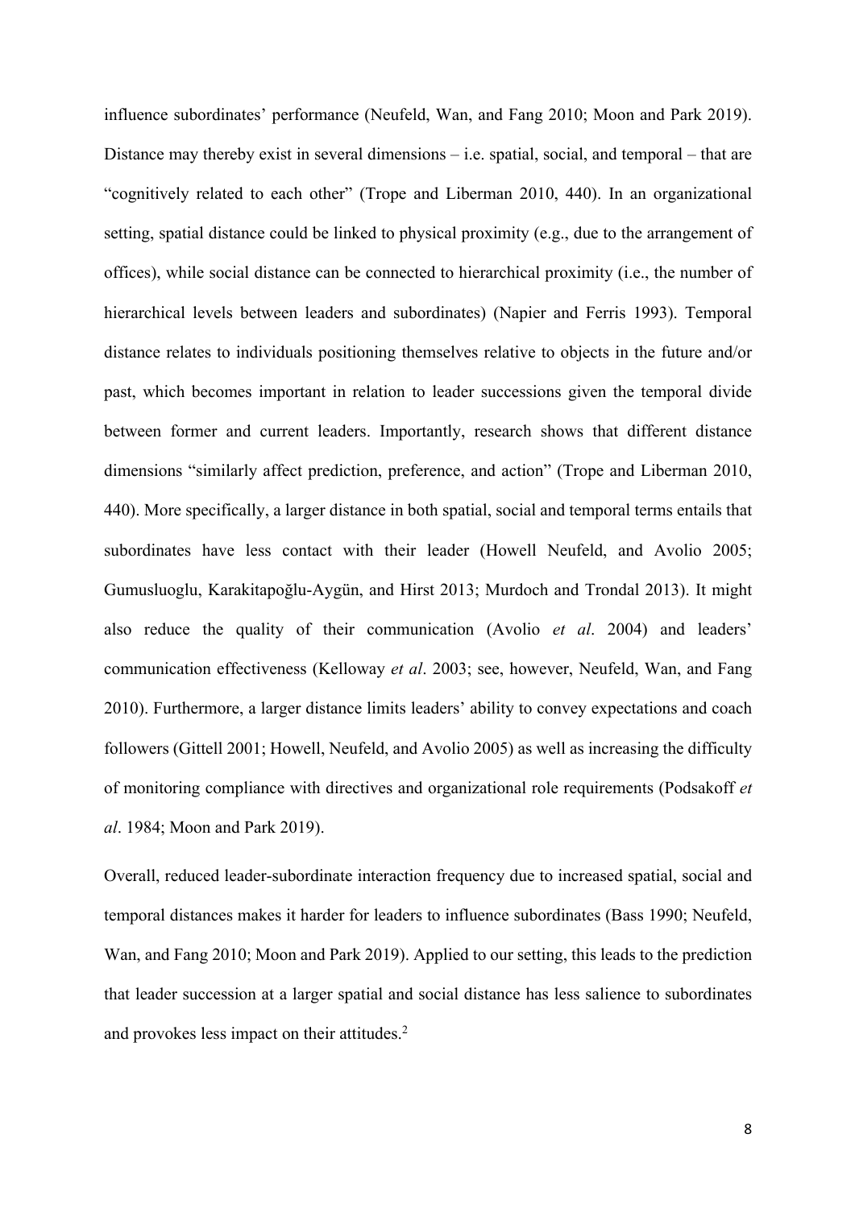influence subordinates' performance (Neufeld, Wan, and Fang 2010; Moon and Park 2019). Distance may thereby exist in several dimensions – i.e. spatial, social, and temporal – that are "cognitively related to each other" (Trope and Liberman 2010, 440). In an organizational setting, spatial distance could be linked to physical proximity (e.g., due to the arrangement of offices), while social distance can be connected to hierarchical proximity (i.e., the number of hierarchical levels between leaders and subordinates) (Napier and Ferris 1993). Temporal distance relates to individuals positioning themselves relative to objects in the future and/or past, which becomes important in relation to leader successions given the temporal divide between former and current leaders. Importantly, research shows that different distance dimensions "similarly affect prediction, preference, and action" (Trope and Liberman 2010, 440). More specifically, a larger distance in both spatial, social and temporal terms entails that subordinates have less contact with their leader (Howell Neufeld, and Avolio 2005; Gumusluoglu, Karakitapoğlu-Aygün, and Hirst 2013; Murdoch and Trondal 2013). It might also reduce the quality of their communication (Avolio *et al*. 2004) and leaders' communication effectiveness (Kelloway *et al*. 2003; see, however, Neufeld, Wan, and Fang 2010). Furthermore, a larger distance limits leaders' ability to convey expectations and coach followers (Gittell 2001; Howell, Neufeld, and Avolio 2005) as well as increasing the difficulty of monitoring compliance with directives and organizational role requirements (Podsakoff *et al*. 1984; Moon and Park 2019).

Overall, reduced leader-subordinate interaction frequency due to increased spatial, social and temporal distances makes it harder for leaders to influence subordinates (Bass 1990; Neufeld, Wan, and Fang 2010; Moon and Park 2019). Applied to our setting, this leads to the prediction that leader succession at a larger spatial and social distance has less salience to subordinates and provokes less impact on their attitudes.[2]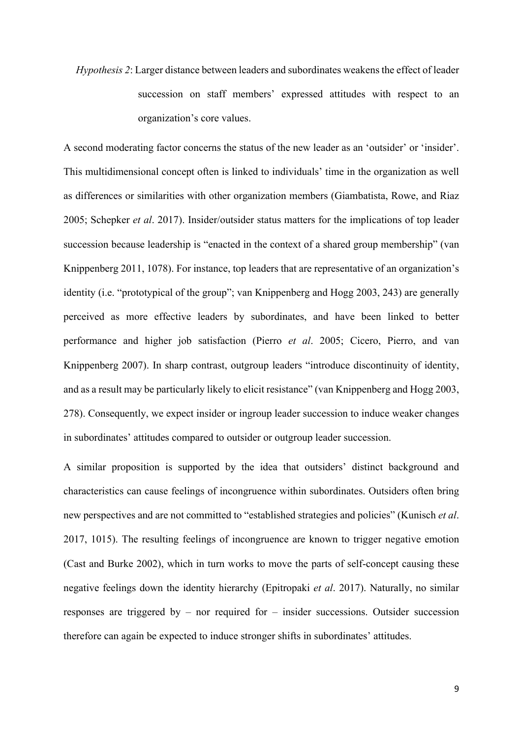*Hypothesis 2*: Larger distance between leaders and subordinates weakens the effect of leader succession on staff members' expressed attitudes with respect to an organization's core values.

A second moderating factor concerns the status of the new leader as an 'outsider' or 'insider'. This multidimensional concept often is linked to individuals' time in the organization as well as differences or similarities with other organization members (Giambatista, Rowe, and Riaz 2005; Schepker *et al*. 2017). Insider/outsider status matters for the implications of top leader succession because leadership is "enacted in the context of a shared group membership" (van Knippenberg 2011, 1078). For instance, top leaders that are representative of an organization's identity (i.e. "prototypical of the group"; van Knippenberg and Hogg 2003, 243) are generally perceived as more effective leaders by subordinates, and have been linked to better performance and higher job satisfaction (Pierro *et al*. 2005; Cicero, Pierro, and van Knippenberg 2007). In sharp contrast, outgroup leaders "introduce discontinuity of identity, and as a result may be particularly likely to elicit resistance" (van Knippenberg and Hogg 2003, 278). Consequently, we expect insider or ingroup leader succession to induce weaker changes in subordinates' attitudes compared to outsider or outgroup leader succession.

A similar proposition is supported by the idea that outsiders' distinct background and characteristics can cause feelings of incongruence within subordinates. Outsiders often bring new perspectives and are not committed to "established strategies and policies" (Kunisch *et al*. 2017, 1015). The resulting feelings of incongruence are known to trigger negative emotion (Cast and Burke 2002), which in turn works to move the parts of self-concept causing these negative feelings down the identity hierarchy (Epitropaki *et al*. 2017). Naturally, no similar responses are triggered by – nor required for – insider successions. Outsider succession therefore can again be expected to induce stronger shifts in subordinates' attitudes.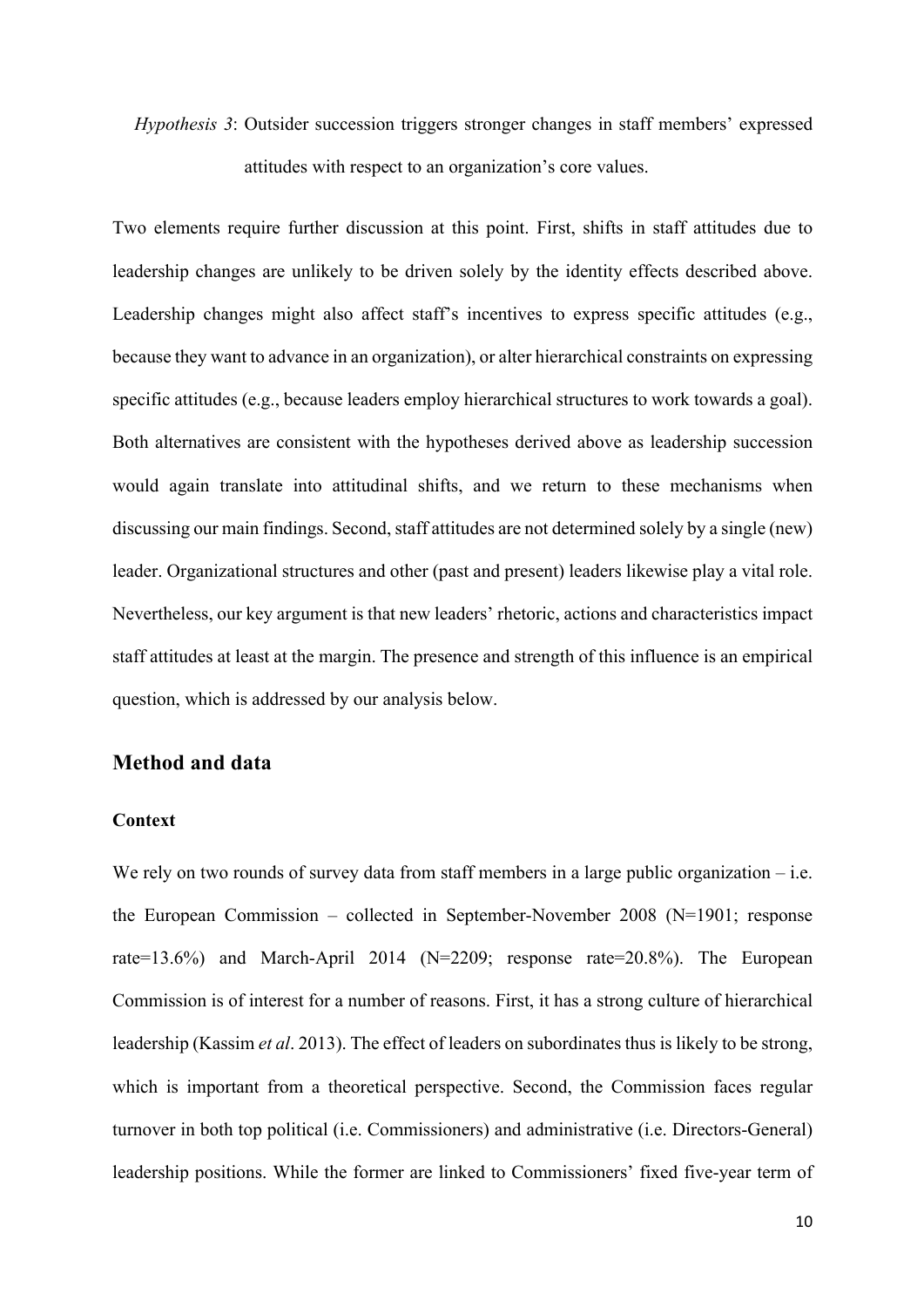*Hypothesis 3*: Outsider succession triggers stronger changes in staff members' expressed attitudes with respect to an organization's core values.

Two elements require further discussion at this point. First, shifts in staff attitudes due to leadership changes are unlikely to be driven solely by the identity effects described above. Leadership changes might also affect staff's incentives to express specific attitudes (e.g., because they want to advance in an organization), or alter hierarchical constraints on expressing specific attitudes (e.g., because leaders employ hierarchical structures to work towards a goal). Both alternatives are consistent with the hypotheses derived above as leadership succession would again translate into attitudinal shifts, and we return to these mechanisms when discussing our main findings. Second, staff attitudes are not determined solely by a single (new) leader. Organizational structures and other (past and present) leaders likewise play a vital role. Nevertheless, our key argument is that new leaders' rhetoric, actions and characteristics impact staff attitudes at least at the margin. The presence and strength of this influence is an empirical question, which is addressed by our analysis below.

## Method and data

### Context

We rely on two rounds of survey data from staff members in a large public organization – i.e. the European Commission – collected in September-November 2008 (N=1901; response rate=13.6%) and March-April 2014 (N=2209; response rate=20.8%). The European Commission is of interest for a number of reasons. First, it has a strong culture of hierarchical leadership (Kassim *et al*. 2013). The effect of leaders on subordinates thus is likely to be strong, which is important from a theoretical perspective. Second, the Commission faces regular turnover in both top political (i.e. Commissioners) and administrative (i.e. Directors-General) leadership positions. While the former are linked to Commissioners' fixed five-year term of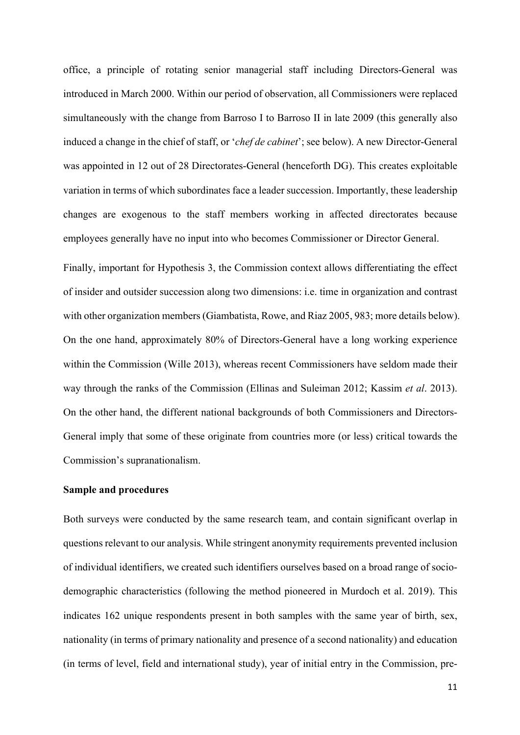office, a principle of rotating senior managerial staff including Directors-General was introduced in March 2000. Within our period of observation, all Commissioners were replaced simultaneously with the change from Barroso I to Barroso II in late 2009 (this generally also induced a change in the chief of staff, or '*chef de cabinet*'; see below). A new Director-General was appointed in 12 out of 28 Directorates-General (henceforth DG). This creates exploitable variation in terms of which subordinates face a leader succession. Importantly, these leadership changes are exogenous to the staff members working in affected directorates because employees generally have no input into who becomes Commissioner or Director General.

Finally, important for Hypothesis 3, the Commission context allows differentiating the effect of insider and outsider succession along two dimensions: i.e. time in organization and contrast with other organization members (Giambatista, Rowe, and Riaz 2005, 983; more details below). On the one hand, approximately 80% of Directors-General have a long working experience within the Commission (Wille 2013), whereas recent Commissioners have seldom made their way through the ranks of the Commission (Ellinas and Suleiman 2012; Kassim *et al*. 2013). On the other hand, the different national backgrounds of both Commissioners and Directors-General imply that some of these originate from countries more (or less) critical towards the Commission's supranationalism.

**Sample and procedures**

Both surveys were conducted by the same research team, and contain significant overlap in questions relevant to our analysis. While stringent anonymity requirements prevented inclusion of individual identifiers, we created such identifiers ourselves based on a broad range of socio-demographic characteristics (following the method pioneered in Murdoch et al. 2019). This indicates 162 unique respondents present in both samples with the same year of birth, sex, nationality (in terms of primary nationality and presence of a second nationality) and education (in terms of level, field and international study), year of initial entry in the Commission, pre-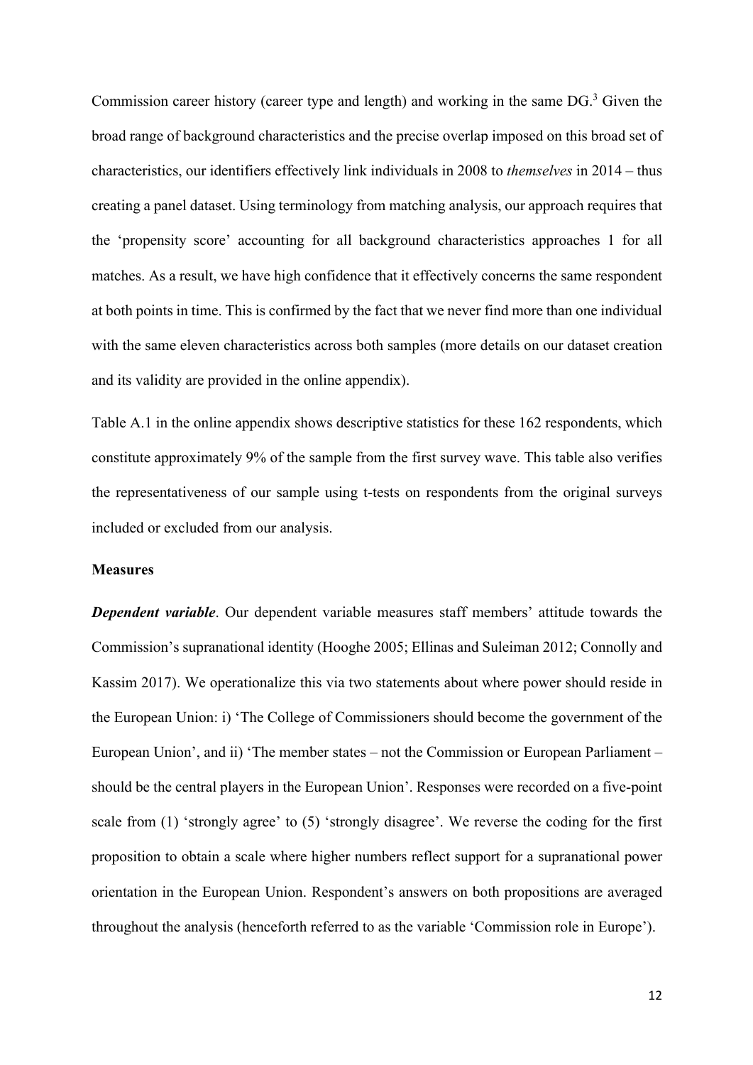Commission career history (career type and length) and working in the same DG.[3] Given the broad range of background characteristics and the precise overlap imposed on this broad set of characteristics, our identifiers effectively link individuals in 2008 to *themselves* in 2014 – thus creating a panel dataset. Using terminology from matching analysis, our approach requires that the 'propensity score' accounting for all background characteristics approaches 1 for all matches. As a result, we have high confidence that it effectively concerns the same respondent at both points in time. This is confirmed by the fact that we never find more than one individual with the same eleven characteristics across both samples (more details on our dataset creation and its validity are provided in the online appendix).

Table A.1 in the online appendix shows descriptive statistics for these 162 respondents, which constitute approximately 9% of the sample from the first survey wave. This table also verifies the representativeness of our sample using t-tests on respondents from the original surveys included or excluded from our analysis.

**Measures**

***Dependent variable***. Our dependent variable measures staff members' attitude towards the Commission's supranational identity (Hooghe 2005; Ellinas and Suleiman 2012; Connolly and Kassim 2017). We operationalize this via two statements about where power should reside in the European Union: i) 'The College of Commissioners should become the government of the European Union', and ii) 'The member states – not the Commission or European Parliament – should be the central players in the European Union'. Responses were recorded on a five-point scale from (1) 'strongly agree' to (5) 'strongly disagree'. We reverse the coding for the first proposition to obtain a scale where higher numbers reflect support for a supranational power orientation in the European Union. Respondent's answers on both propositions are averaged throughout the analysis (henceforth referred to as the variable 'Commission role in Europe').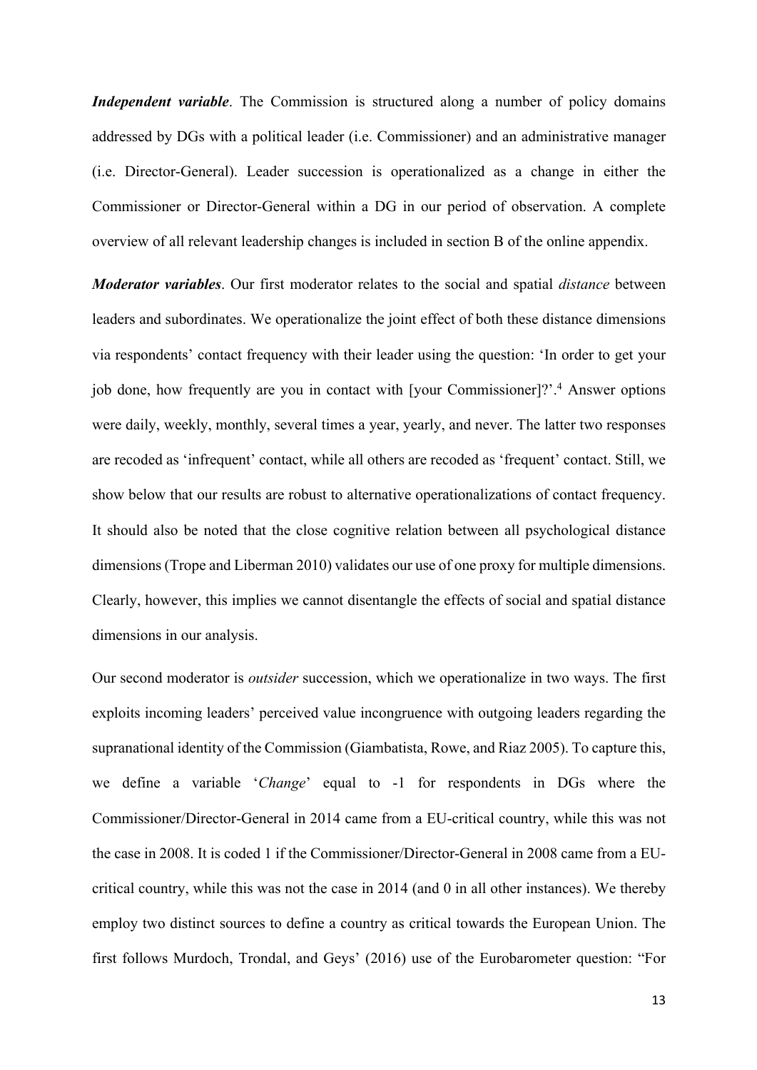***Independent variable***. The Commission is structured along a number of policy domains addressed by DGs with a political leader (i.e. Commissioner) and an administrative manager (i.e. Director-General). Leader succession is operationalized as a change in either the Commissioner or Director-General within a DG in our period of observation. A complete overview of all relevant leadership changes is included in section B of the online appendix.

***Moderator variables***. Our first moderator relates to the social and spatial *distance* between leaders and subordinates. We operationalize the joint effect of both these distance dimensions via respondents' contact frequency with their leader using the question: 'In order to get your job done, how frequently are you in contact with [your Commissioner]?'.[4] Answer options were daily, weekly, monthly, several times a year, yearly, and never. The latter two responses are recoded as 'infrequent' contact, while all others are recoded as 'frequent' contact. Still, we show below that our results are robust to alternative operationalizations of contact frequency. It should also be noted that the close cognitive relation between all psychological distance dimensions (Trope and Liberman 2010) validates our use of one proxy for multiple dimensions. Clearly, however, this implies we cannot disentangle the effects of social and spatial distance dimensions in our analysis.

Our second moderator is *outsider* succession, which we operationalize in two ways. The first exploits incoming leaders' perceived value incongruence with outgoing leaders regarding the supranational identity of the Commission (Giambatista, Rowe, and Riaz 2005). To capture this, we define a variable '*Change*' equal to -1 for respondents in DGs where the Commissioner/Director-General in 2014 came from a EU-critical country, while this was not the case in 2008. It is coded 1 if the Commissioner/Director-General in 2008 came from a EU-critical country, while this was not the case in 2014 (and 0 in all other instances). We thereby employ two distinct sources to define a country as critical towards the European Union. The first follows Murdoch, Trondal, and Geys' (2016) use of the Eurobarometer question: "For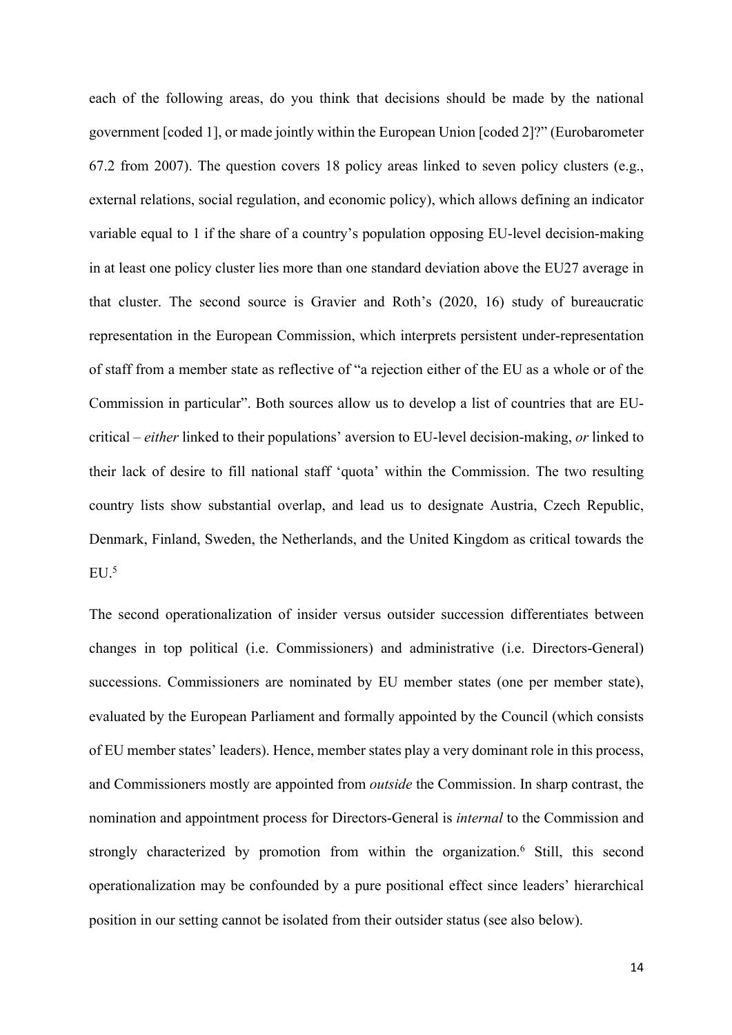each of the following areas, do you think that decisions should be made by the national government [coded 1], or made jointly within the European Union [coded 2]?" (Eurobarometer 67.2 from 2007). The question covers 18 policy areas linked to seven policy clusters (e.g., external relations, social regulation, and economic policy), which allows defining an indicator variable equal to 1 if the share of a country's population opposing EU-level decision-making in at least one policy cluster lies more than one standard deviation above the EU27 average in that cluster. The second source is Gravier and Roth's (2020, 16) study of bureaucratic representation in the European Commission, which interprets persistent under-representation of staff from a member state as reflective of "a rejection either of the EU as a whole or of the Commission in particular". Both sources allow us to develop a list of countries that are EU-critical – *either* linked to their populations' aversion to EU-level decision-making, *or* linked to their lack of desire to fill national staff 'quota' within the Commission. The two resulting country lists show substantial overlap, and lead us to designate Austria, Czech Republic, Denmark, Finland, Sweden, the Netherlands, and the United Kingdom as critical towards the EU.[5]

The second operationalization of insider versus outsider succession differentiates between changes in top political (i.e. Commissioners) and administrative (i.e. Directors-General) successions. Commissioners are nominated by EU member states (one per member state), evaluated by the European Parliament and formally appointed by the Council (which consists of EU member states' leaders). Hence, member states play a very dominant role in this process, and Commissioners mostly are appointed from *outside* the Commission. In sharp contrast, the nomination and appointment process for Directors-General is *internal* to the Commission and strongly characterized by promotion from within the organization.[6] Still, this second operationalization may be confounded by a pure positional effect since leaders' hierarchical position in our setting cannot be isolated from their outsider status (see also below).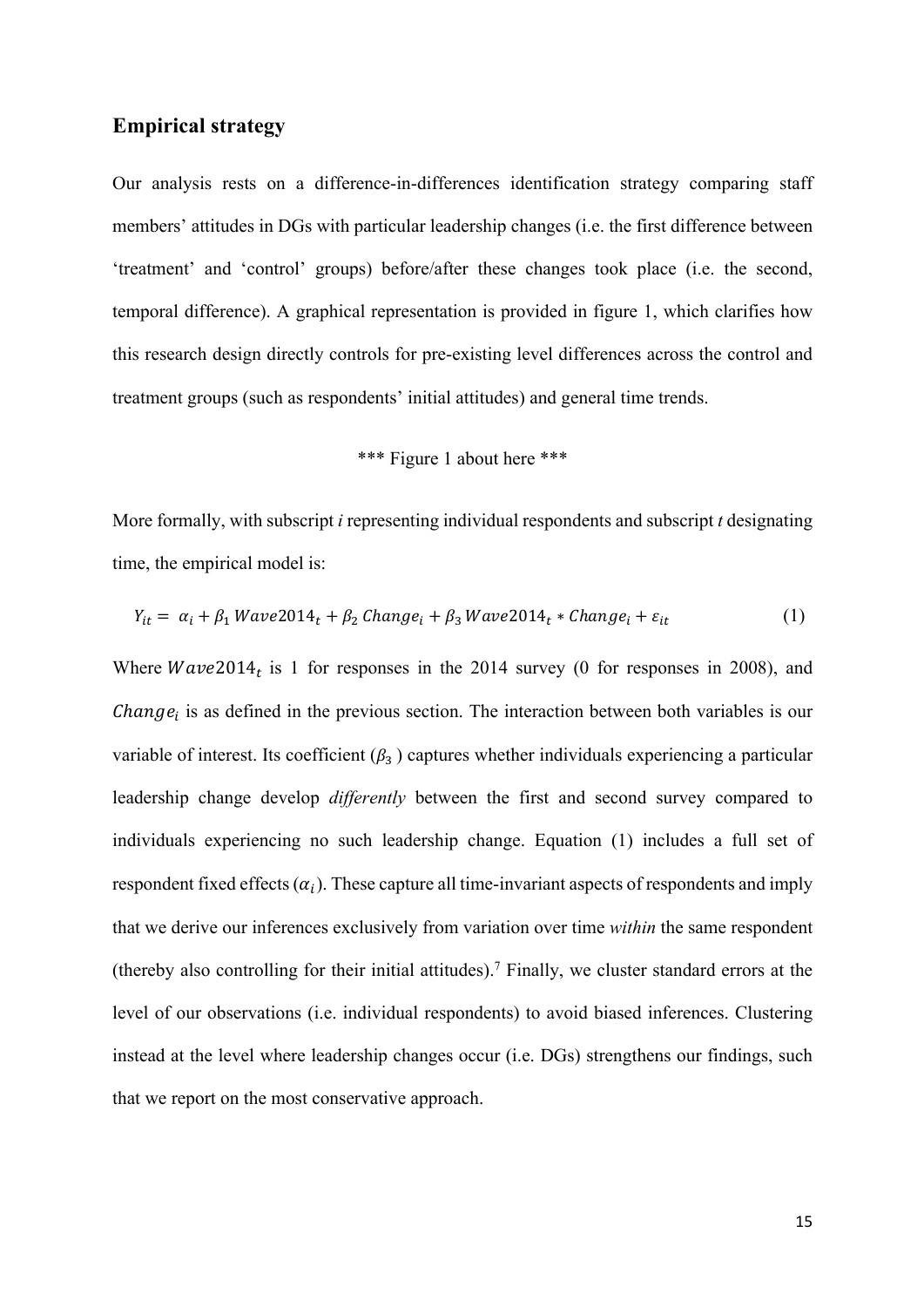## Empirical strategy

Our analysis rests on a difference-in-differences identification strategy comparing staff members' attitudes in DGs with particular leadership changes (i.e. the first difference between 'treatment' and 'control' groups) before/after these changes took place (i.e. the second, temporal difference). A graphical representation is provided in figure 1, which clarifies how this research design directly controls for pre-existing level differences across the control and treatment groups (such as respondents' initial attitudes) and general time trends.

*** Figure 1 about here ***

More formally, with subscript *i* representing individual respondents and subscript *t* designating time, the empirical model is:

$$Y_{it} = \alpha_i + \beta_1 \, Wave2014_t + \beta_2 \, Change_i + \beta_3 \, Wave2014_t * Change_i + \varepsilon_{it} \qquad (1)$$

Where $Wave2014_t$ is 1 for responses in the 2014 survey (0 for responses in 2008), and $Change_i$ is as defined in the previous section. The interaction between both variables is our variable of interest. Its coefficient ($\beta_3$ ) captures whether individuals experiencing a particular leadership change develop *differently* between the first and second survey compared to individuals experiencing no such leadership change. Equation (1) includes a full set of respondent fixed effects ($\alpha_i$). These capture all time-invariant aspects of respondents and imply that we derive our inferences exclusively from variation over time *within* the same respondent (thereby also controlling for their initial attitudes).[7] Finally, we cluster standard errors at the level of our observations (i.e. individual respondents) to avoid biased inferences. Clustering instead at the level where leadership changes occur (i.e. DGs) strengthens our findings, such that we report on the most conservative approach.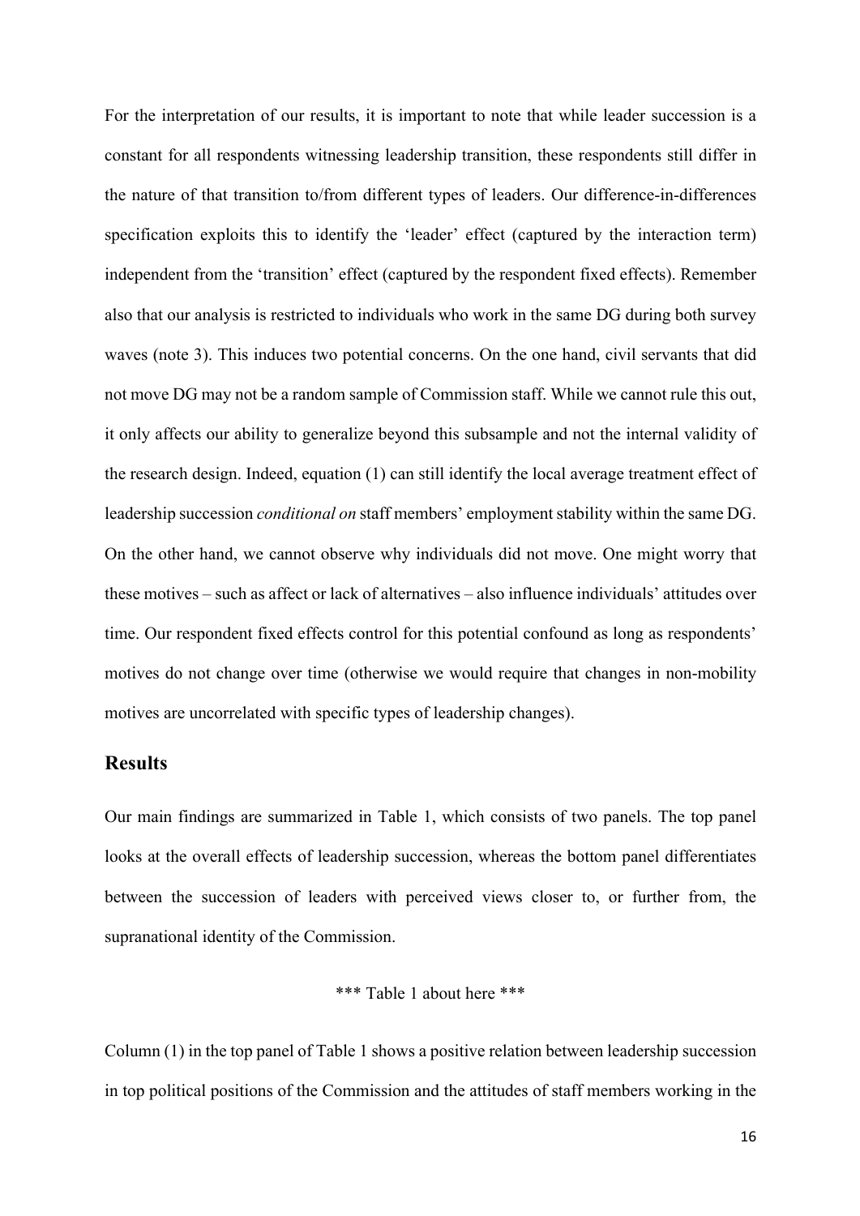For the interpretation of our results, it is important to note that while leader succession is a constant for all respondents witnessing leadership transition, these respondents still differ in the nature of that transition to/from different types of leaders. Our difference-in-differences specification exploits this to identify the 'leader' effect (captured by the interaction term) independent from the 'transition' effect (captured by the respondent fixed effects). Remember also that our analysis is restricted to individuals who work in the same DG during both survey waves (note 3). This induces two potential concerns. On the one hand, civil servants that did not move DG may not be a random sample of Commission staff. While we cannot rule this out, it only affects our ability to generalize beyond this subsample and not the internal validity of the research design. Indeed, equation (1) can still identify the local average treatment effect of leadership succession *conditional on* staff members' employment stability within the same DG. On the other hand, we cannot observe why individuals did not move. One might worry that these motives – such as affect or lack of alternatives – also influence individuals' attitudes over time. Our respondent fixed effects control for this potential confound as long as respondents' motives do not change over time (otherwise we would require that changes in non-mobility motives are uncorrelated with specific types of leadership changes).

## Results

Our main findings are summarized in Table 1, which consists of two panels. The top panel looks at the overall effects of leadership succession, whereas the bottom panel differentiates between the succession of leaders with perceived views closer to, or further from, the supranational identity of the Commission.

*** Table 1 about here ***

Column (1) in the top panel of Table 1 shows a positive relation between leadership succession in top political positions of the Commission and the attitudes of staff members working in the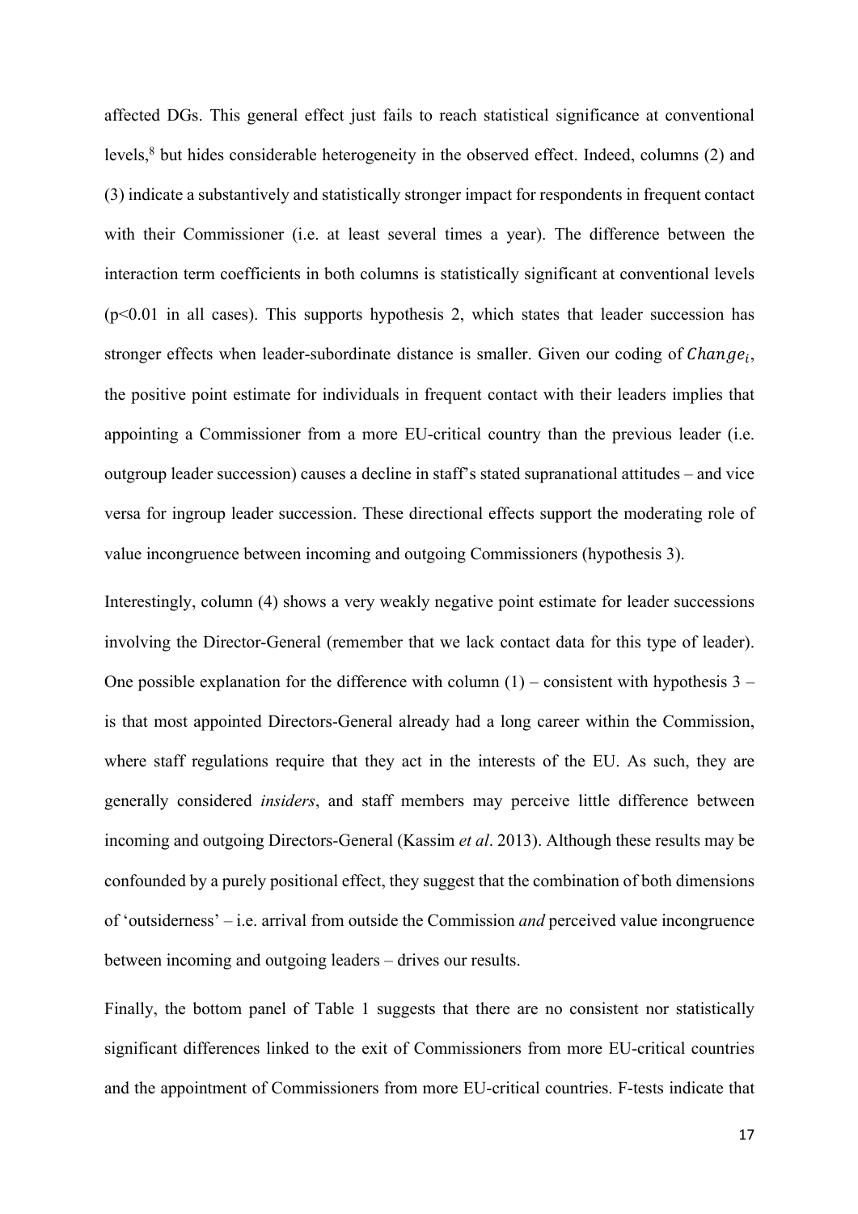affected DGs. This general effect just fails to reach statistical significance at conventional levels,[8] but hides considerable heterogeneity in the observed effect. Indeed, columns (2) and (3) indicate a substantively and statistically stronger impact for respondents in frequent contact with their Commissioner (i.e. at least several times a year). The difference between the interaction term coefficients in both columns is statistically significant at conventional levels ($p<0.01$ in all cases). This supports hypothesis 2, which states that leader succession has stronger effects when leader-subordinate distance is smaller. Given our coding of $Change_i$, the positive point estimate for individuals in frequent contact with their leaders implies that appointing a Commissioner from a more EU-critical country than the previous leader (i.e. outgroup leader succession) causes a decline in staff's stated supranational attitudes – and vice versa for ingroup leader succession. These directional effects support the moderating role of value incongruence between incoming and outgoing Commissioners (hypothesis 3).

Interestingly, column (4) shows a very weakly negative point estimate for leader successions involving the Director-General (remember that we lack contact data for this type of leader). One possible explanation for the difference with column (1) – consistent with hypothesis 3 – is that most appointed Directors-General already had a long career within the Commission, where staff regulations require that they act in the interests of the EU. As such, they are generally considered *insiders*, and staff members may perceive little difference between incoming and outgoing Directors-General (Kassim *et al*. 2013). Although these results may be confounded by a purely positional effect, they suggest that the combination of both dimensions of 'outsiderness' – i.e. arrival from outside the Commission *and* perceived value incongruence between incoming and outgoing leaders – drives our results.

Finally, the bottom panel of Table 1 suggests that there are no consistent nor statistically significant differences linked to the exit of Commissioners from more EU-critical countries and the appointment of Commissioners from more EU-critical countries. F-tests indicate that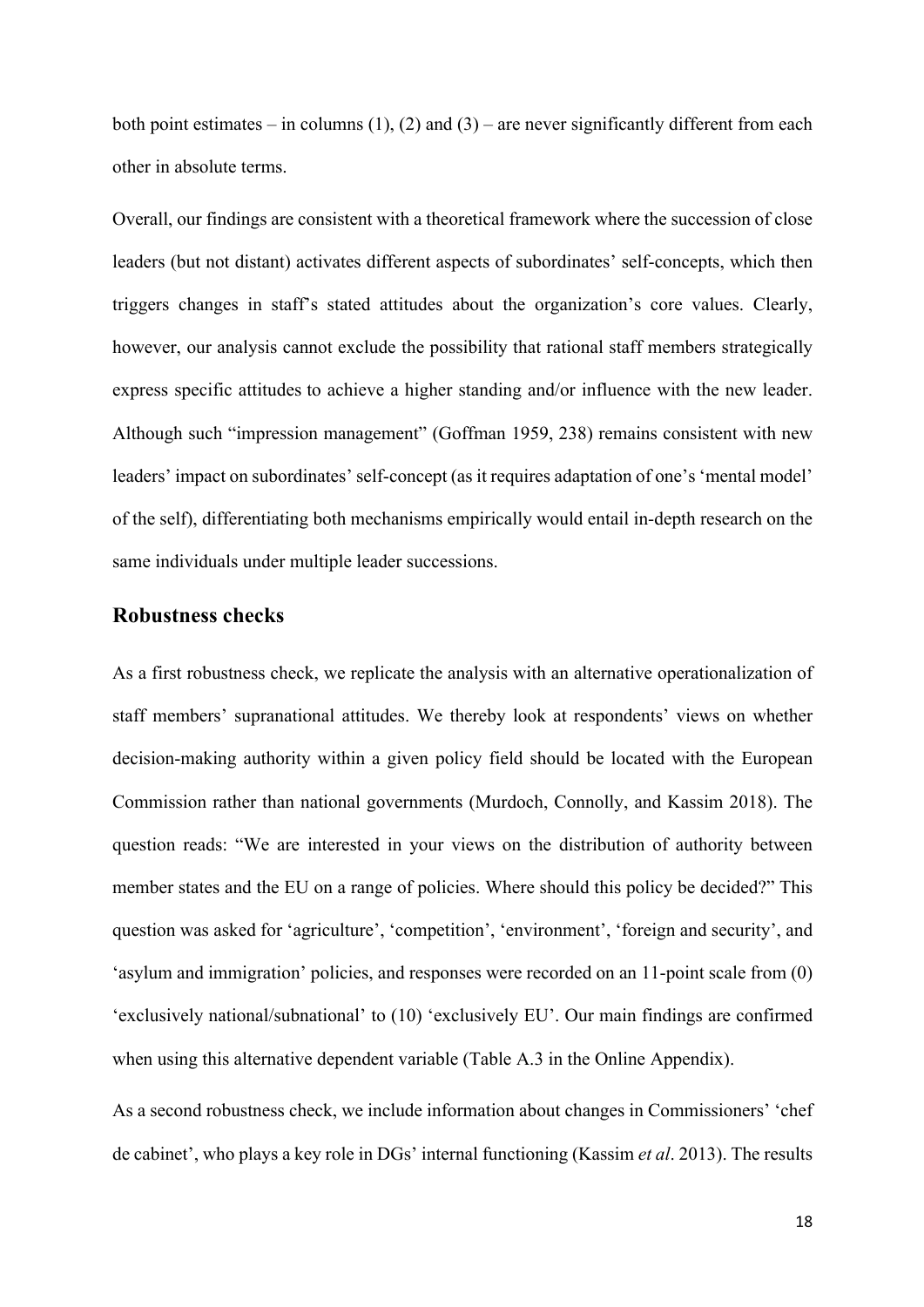both point estimates – in columns (1), (2) and (3) – are never significantly different from each other in absolute terms.

Overall, our findings are consistent with a theoretical framework where the succession of close leaders (but not distant) activates different aspects of subordinates' self-concepts, which then triggers changes in staff's stated attitudes about the organization's core values. Clearly, however, our analysis cannot exclude the possibility that rational staff members strategically express specific attitudes to achieve a higher standing and/or influence with the new leader. Although such "impression management" (Goffman 1959, 238) remains consistent with new leaders' impact on subordinates' self-concept (as it requires adaptation of one's 'mental model' of the self), differentiating both mechanisms empirically would entail in-depth research on the same individuals under multiple leader successions.

## Robustness checks

As a first robustness check, we replicate the analysis with an alternative operationalization of staff members' supranational attitudes. We thereby look at respondents' views on whether decision-making authority within a given policy field should be located with the European Commission rather than national governments (Murdoch, Connolly, and Kassim 2018). The question reads: "We are interested in your views on the distribution of authority between member states and the EU on a range of policies. Where should this policy be decided?" This question was asked for 'agriculture', 'competition', 'environment', 'foreign and security', and 'asylum and immigration' policies, and responses were recorded on an 11-point scale from (0) 'exclusively national/subnational' to (10) 'exclusively EU'. Our main findings are confirmed when using this alternative dependent variable (Table A.3 in the Online Appendix).

As a second robustness check, we include information about changes in Commissioners' 'chef de cabinet', who plays a key role in DGs' internal functioning (Kassim *et al*. 2013). The results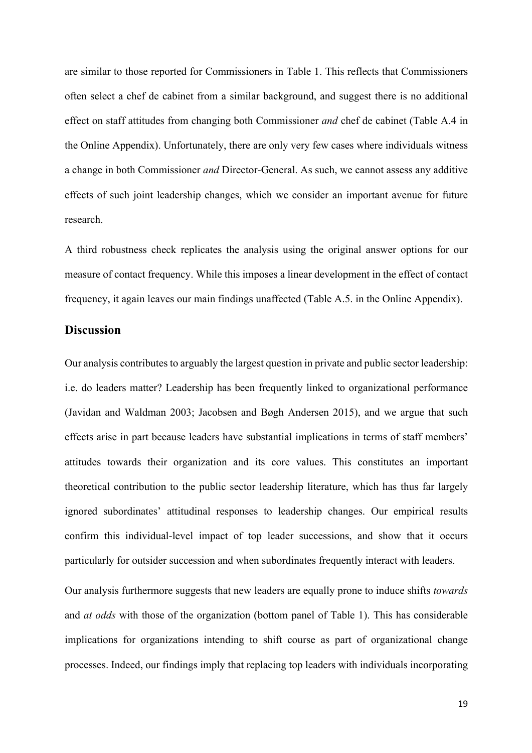are similar to those reported for Commissioners in Table 1. This reflects that Commissioners often select a chef de cabinet from a similar background, and suggest there is no additional effect on staff attitudes from changing both Commissioner *and* chef de cabinet (Table A.4 in the Online Appendix). Unfortunately, there are only very few cases where individuals witness a change in both Commissioner *and* Director-General. As such, we cannot assess any additive effects of such joint leadership changes, which we consider an important avenue for future research.

A third robustness check replicates the analysis using the original answer options for our measure of contact frequency. While this imposes a linear development in the effect of contact frequency, it again leaves our main findings unaffected (Table A.5. in the Online Appendix).

## Discussion

Our analysis contributes to arguably the largest question in private and public sector leadership: i.e. do leaders matter? Leadership has been frequently linked to organizational performance (Javidan and Waldman 2003; Jacobsen and Bøgh Andersen 2015), and we argue that such effects arise in part because leaders have substantial implications in terms of staff members' attitudes towards their organization and its core values. This constitutes an important theoretical contribution to the public sector leadership literature, which has thus far largely ignored subordinates' attitudinal responses to leadership changes. Our empirical results confirm this individual-level impact of top leader successions, and show that it occurs particularly for outsider succession and when subordinates frequently interact with leaders.

Our analysis furthermore suggests that new leaders are equally prone to induce shifts *towards* and *at odds* with those of the organization (bottom panel of Table 1). This has considerable implications for organizations intending to shift course as part of organizational change processes. Indeed, our findings imply that replacing top leaders with individuals incorporating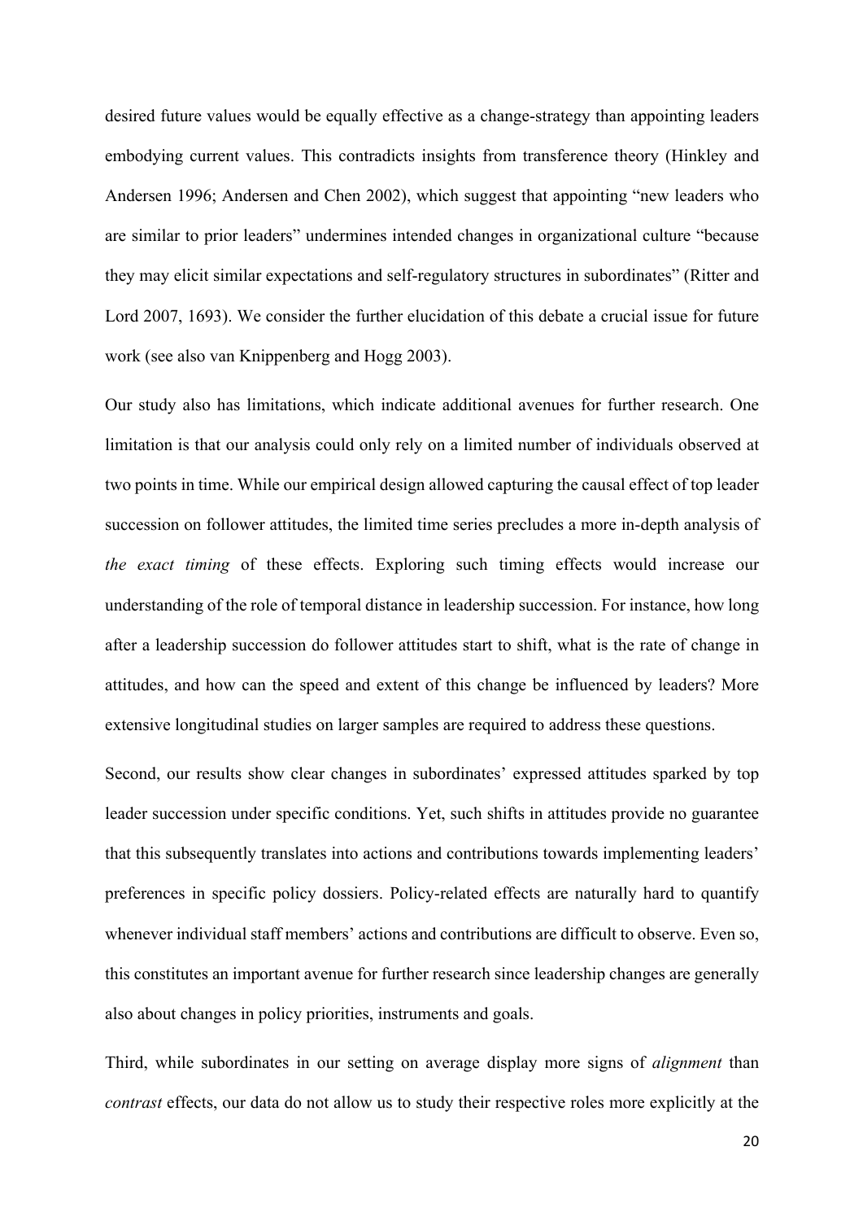desired future values would be equally effective as a change-strategy than appointing leaders embodying current values. This contradicts insights from transference theory (Hinkley and Andersen 1996; Andersen and Chen 2002), which suggest that appointing "new leaders who are similar to prior leaders" undermines intended changes in organizational culture "because they may elicit similar expectations and self-regulatory structures in subordinates" (Ritter and Lord 2007, 1693). We consider the further elucidation of this debate a crucial issue for future work (see also van Knippenberg and Hogg 2003).

Our study also has limitations, which indicate additional avenues for further research. One limitation is that our analysis could only rely on a limited number of individuals observed at two points in time. While our empirical design allowed capturing the causal effect of top leader succession on follower attitudes, the limited time series precludes a more in-depth analysis of *the exact timing* of these effects. Exploring such timing effects would increase our understanding of the role of temporal distance in leadership succession. For instance, how long after a leadership succession do follower attitudes start to shift, what is the rate of change in attitudes, and how can the speed and extent of this change be influenced by leaders? More extensive longitudinal studies on larger samples are required to address these questions.

Second, our results show clear changes in subordinates' expressed attitudes sparked by top leader succession under specific conditions. Yet, such shifts in attitudes provide no guarantee that this subsequently translates into actions and contributions towards implementing leaders' preferences in specific policy dossiers. Policy-related effects are naturally hard to quantify whenever individual staff members' actions and contributions are difficult to observe. Even so, this constitutes an important avenue for further research since leadership changes are generally also about changes in policy priorities, instruments and goals.

Third, while subordinates in our setting on average display more signs of *alignment* than *contrast* effects, our data do not allow us to study their respective roles more explicitly at the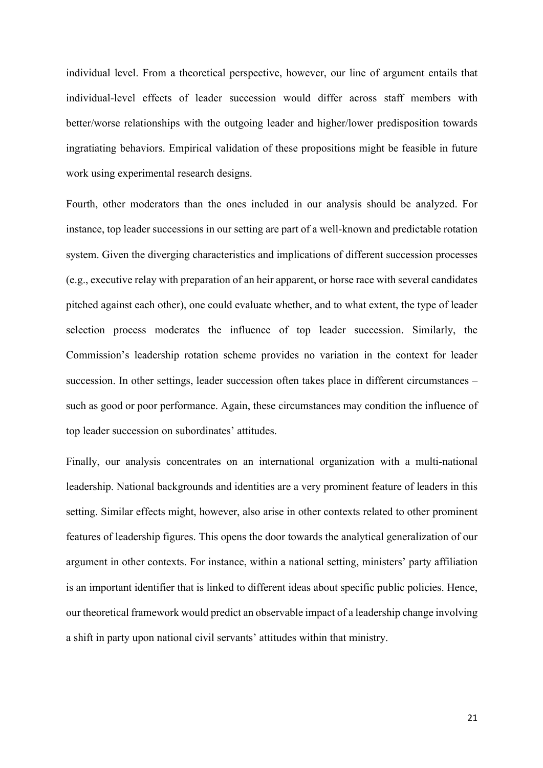individual level. From a theoretical perspective, however, our line of argument entails that individual-level effects of leader succession would differ across staff members with better/worse relationships with the outgoing leader and higher/lower predisposition towards ingratiating behaviors. Empirical validation of these propositions might be feasible in future work using experimental research designs.

Fourth, other moderators than the ones included in our analysis should be analyzed. For instance, top leader successions in our setting are part of a well-known and predictable rotation system. Given the diverging characteristics and implications of different succession processes (e.g., executive relay with preparation of an heir apparent, or horse race with several candidates pitched against each other), one could evaluate whether, and to what extent, the type of leader selection process moderates the influence of top leader succession. Similarly, the Commission's leadership rotation scheme provides no variation in the context for leader succession. In other settings, leader succession often takes place in different circumstances – such as good or poor performance. Again, these circumstances may condition the influence of top leader succession on subordinates' attitudes.

Finally, our analysis concentrates on an international organization with a multi-national leadership. National backgrounds and identities are a very prominent feature of leaders in this setting. Similar effects might, however, also arise in other contexts related to other prominent features of leadership figures. This opens the door towards the analytical generalization of our argument in other contexts. For instance, within a national setting, ministers' party affiliation is an important identifier that is linked to different ideas about specific public policies. Hence, our theoretical framework would predict an observable impact of a leadership change involving a shift in party upon national civil servants' attitudes within that ministry.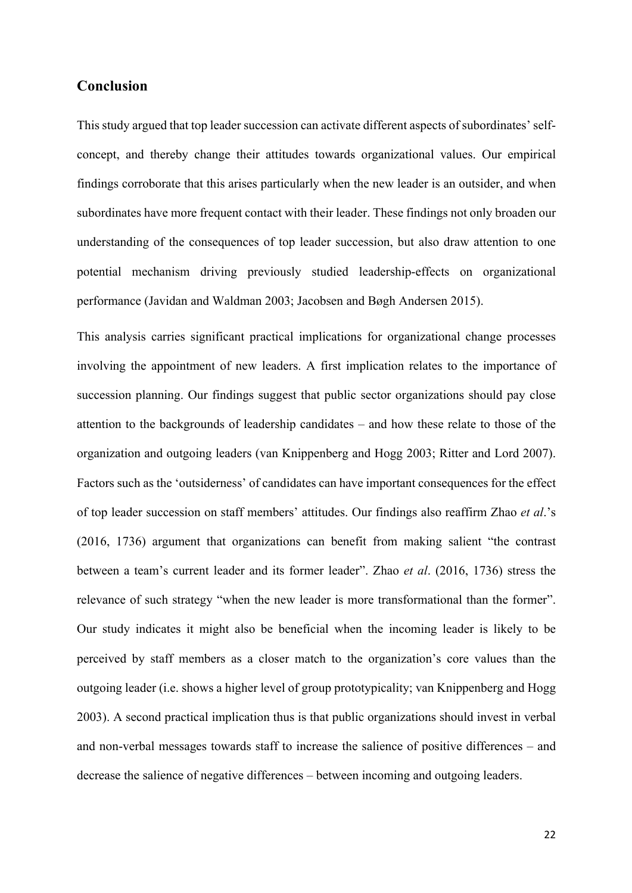## Conclusion

This study argued that top leader succession can activate different aspects of subordinates' self-concept, and thereby change their attitudes towards organizational values. Our empirical findings corroborate that this arises particularly when the new leader is an outsider, and when subordinates have more frequent contact with their leader. These findings not only broaden our understanding of the consequences of top leader succession, but also draw attention to one potential mechanism driving previously studied leadership-effects on organizational performance (Javidan and Waldman 2003; Jacobsen and Bøgh Andersen 2015).

This analysis carries significant practical implications for organizational change processes involving the appointment of new leaders. A first implication relates to the importance of succession planning. Our findings suggest that public sector organizations should pay close attention to the backgrounds of leadership candidates – and how these relate to those of the organization and outgoing leaders (van Knippenberg and Hogg 2003; Ritter and Lord 2007). Factors such as the 'outsiderness' of candidates can have important consequences for the effect of top leader succession on staff members' attitudes. Our findings also reaffirm Zhao *et al*.'s (2016, 1736) argument that organizations can benefit from making salient "the contrast between a team's current leader and its former leader". Zhao *et al*. (2016, 1736) stress the relevance of such strategy "when the new leader is more transformational than the former". Our study indicates it might also be beneficial when the incoming leader is likely to be perceived by staff members as a closer match to the organization's core values than the outgoing leader (i.e. shows a higher level of group prototypicality; van Knippenberg and Hogg 2003). A second practical implication thus is that public organizations should invest in verbal and non-verbal messages towards staff to increase the salience of positive differences – and decrease the salience of negative differences – between incoming and outgoing leaders.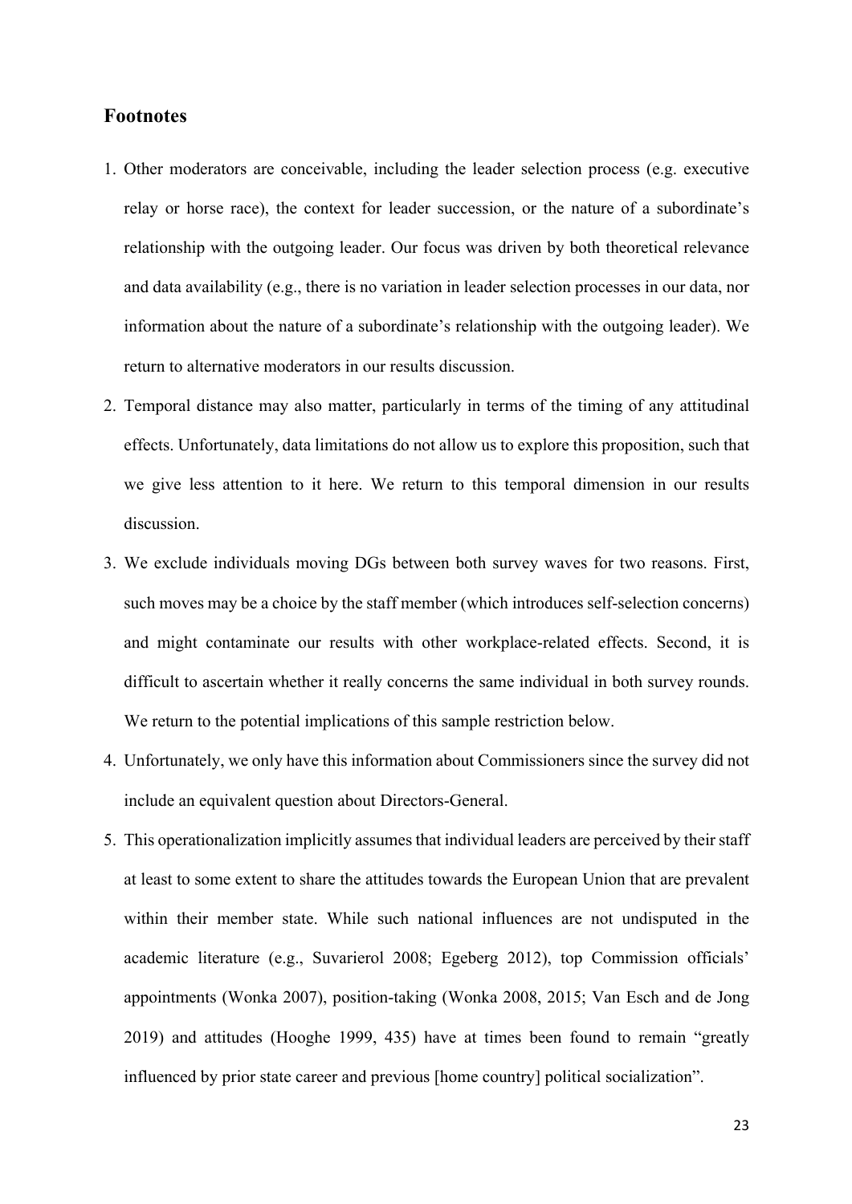## Footnotes

1. Other moderators are conceivable, including the leader selection process (e.g. executive relay or horse race), the context for leader succession, or the nature of a subordinate's relationship with the outgoing leader. Our focus was driven by both theoretical relevance and data availability (e.g., there is no variation in leader selection processes in our data, nor information about the nature of a subordinate's relationship with the outgoing leader). We return to alternative moderators in our results discussion.
2. Temporal distance may also matter, particularly in terms of the timing of any attitudinal effects. Unfortunately, data limitations do not allow us to explore this proposition, such that we give less attention to it here. We return to this temporal dimension in our results discussion.
3. We exclude individuals moving DGs between both survey waves for two reasons. First, such moves may be a choice by the staff member (which introduces self-selection concerns) and might contaminate our results with other workplace-related effects. Second, it is difficult to ascertain whether it really concerns the same individual in both survey rounds. We return to the potential implications of this sample restriction below.
4. Unfortunately, we only have this information about Commissioners since the survey did not include an equivalent question about Directors-General.
5. This operationalization implicitly assumes that individual leaders are perceived by their staff at least to some extent to share the attitudes towards the European Union that are prevalent within their member state. While such national influences are not undisputed in the academic literature (e.g., Suvarierol 2008; Egeberg 2012), top Commission officials' appointments (Wonka 2007), position-taking (Wonka 2008, 2015; Van Esch and de Jong 2019) and attitudes (Hooghe 1999, 435) have at times been found to remain "greatly influenced by prior state career and previous [home country] political socialization".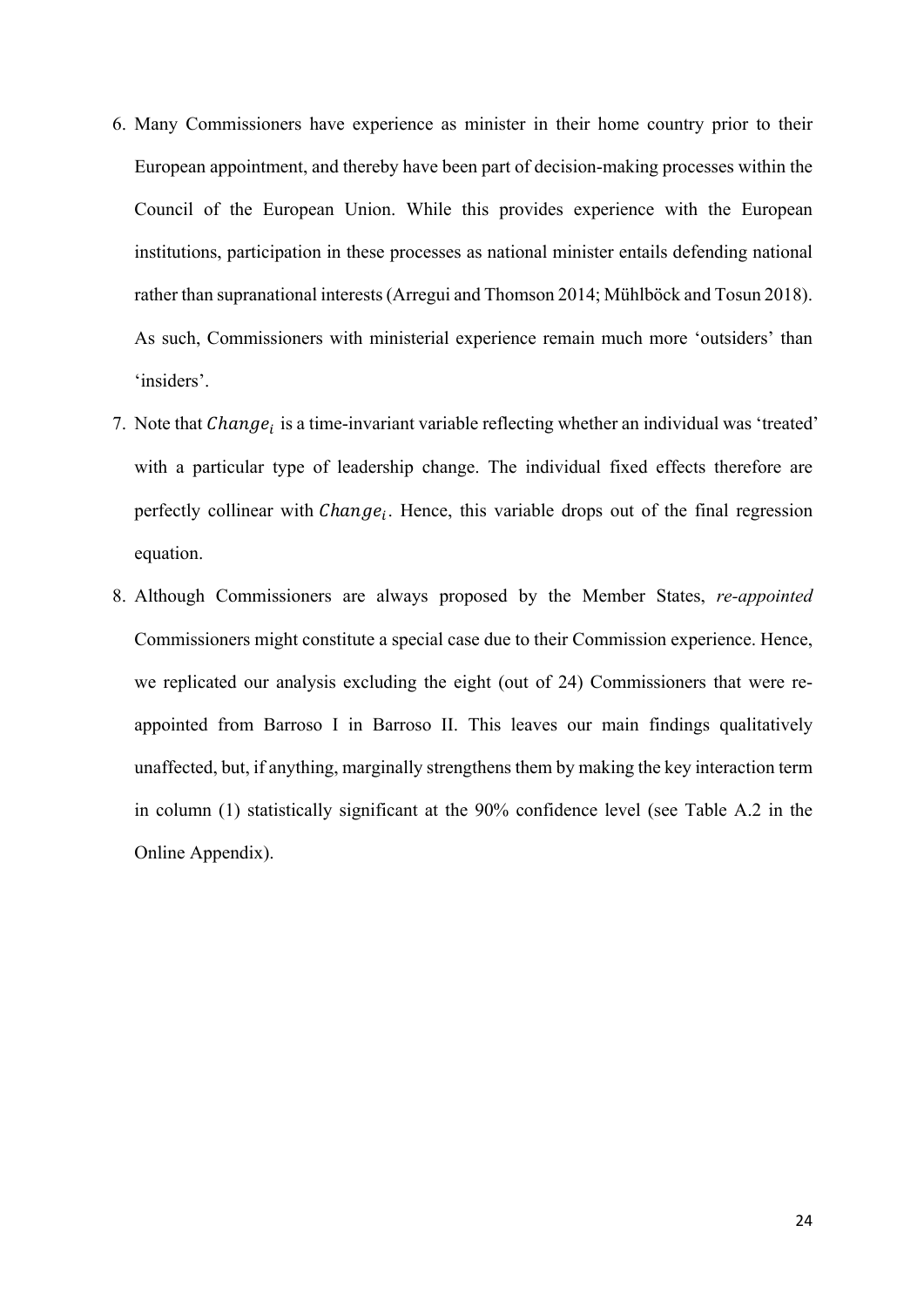6. Many Commissioners have experience as minister in their home country prior to their European appointment, and thereby have been part of decision-making processes within the Council of the European Union. While this provides experience with the European institutions, participation in these processes as national minister entails defending national rather than supranational interests (Arregui and Thomson 2014; Mühlböck and Tosun 2018). As such, Commissioners with ministerial experience remain much more 'outsiders' than 'insiders'.
7. Note that $Change_i$ is a time-invariant variable reflecting whether an individual was 'treated' with a particular type of leadership change. The individual fixed effects therefore are perfectly collinear with $Change_i$. Hence, this variable drops out of the final regression equation.
8. Although Commissioners are always proposed by the Member States, *re-appointed* Commissioners might constitute a special case due to their Commission experience. Hence, we replicated our analysis excluding the eight (out of 24) Commissioners that were re-appointed from Barroso I in Barroso II. This leaves our main findings qualitatively unaffected, but, if anything, marginally strengthens them by making the key interaction term in column (1) statistically significant at the 90% confidence level (see Table A.2 in the Online Appendix).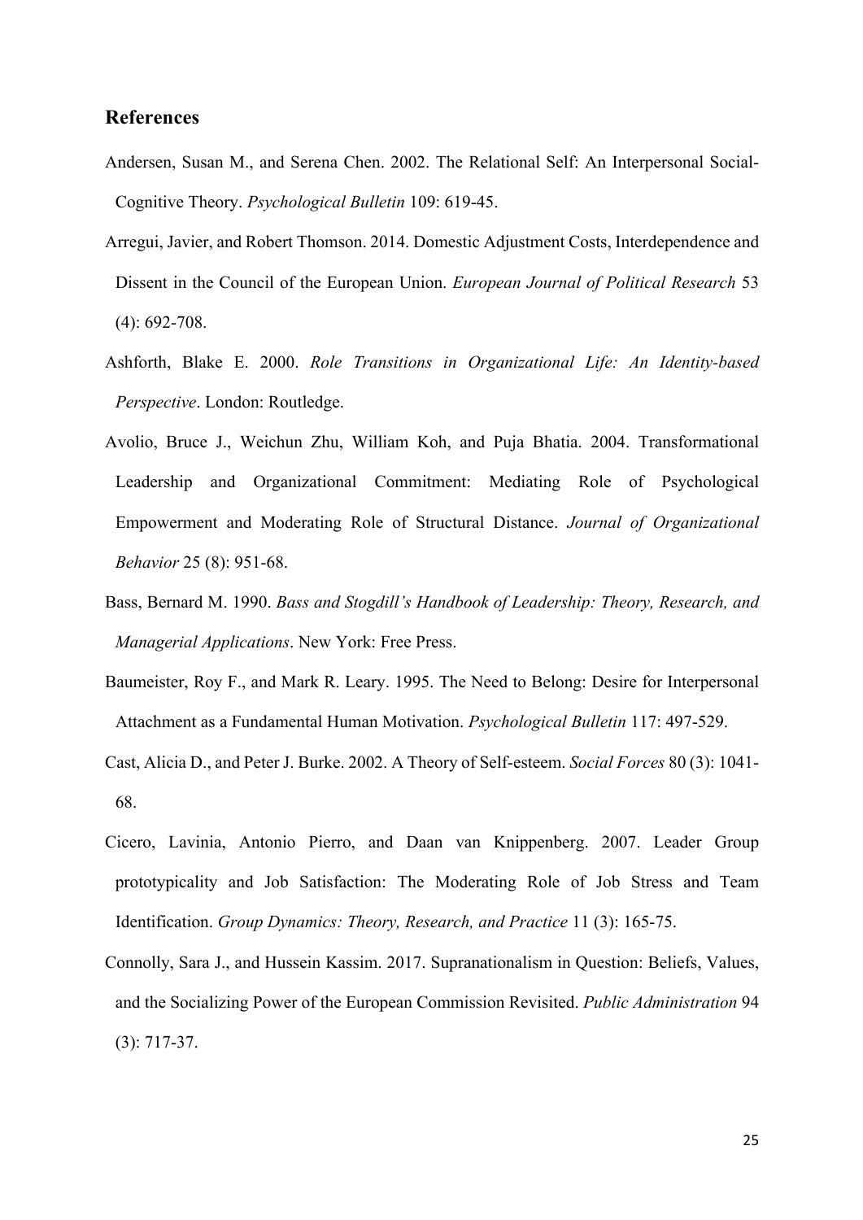## References

Andersen, Susan M., and Serena Chen. 2002. The Relational Self: An Interpersonal Social-Cognitive Theory. *Psychological Bulletin* 109: 619-45.

Arregui, Javier, and Robert Thomson. 2014. Domestic Adjustment Costs, Interdependence and Dissent in the Council of the European Union. *European Journal of Political Research* 53 (4): 692-708.

Ashforth, Blake E. 2000. *Role Transitions in Organizational Life: An Identity-based Perspective*. London: Routledge.

Avolio, Bruce J., Weichun Zhu, William Koh, and Puja Bhatia. 2004. Transformational Leadership and Organizational Commitment: Mediating Role of Psychological Empowerment and Moderating Role of Structural Distance. *Journal of Organizational Behavior* 25 (8): 951-68.

Bass, Bernard M. 1990. *Bass and Stogdill's Handbook of Leadership: Theory, Research, and Managerial Applications*. New York: Free Press.

Baumeister, Roy F., and Mark R. Leary. 1995. The Need to Belong: Desire for Interpersonal Attachment as a Fundamental Human Motivation. *Psychological Bulletin* 117: 497-529.

Cast, Alicia D., and Peter J. Burke. 2002. A Theory of Self-esteem. *Social Forces* 80 (3): 1041-68.

Cicero, Lavinia, Antonio Pierro, and Daan van Knippenberg. 2007. Leader Group prototypicality and Job Satisfaction: The Moderating Role of Job Stress and Team Identification. *Group Dynamics: Theory, Research, and Practice* 11 (3): 165-75.

Connolly, Sara J., and Hussein Kassim. 2017. Supranationalism in Question: Beliefs, Values, and the Socializing Power of the European Commission Revisited. *Public Administration* 94 (3): 717-37.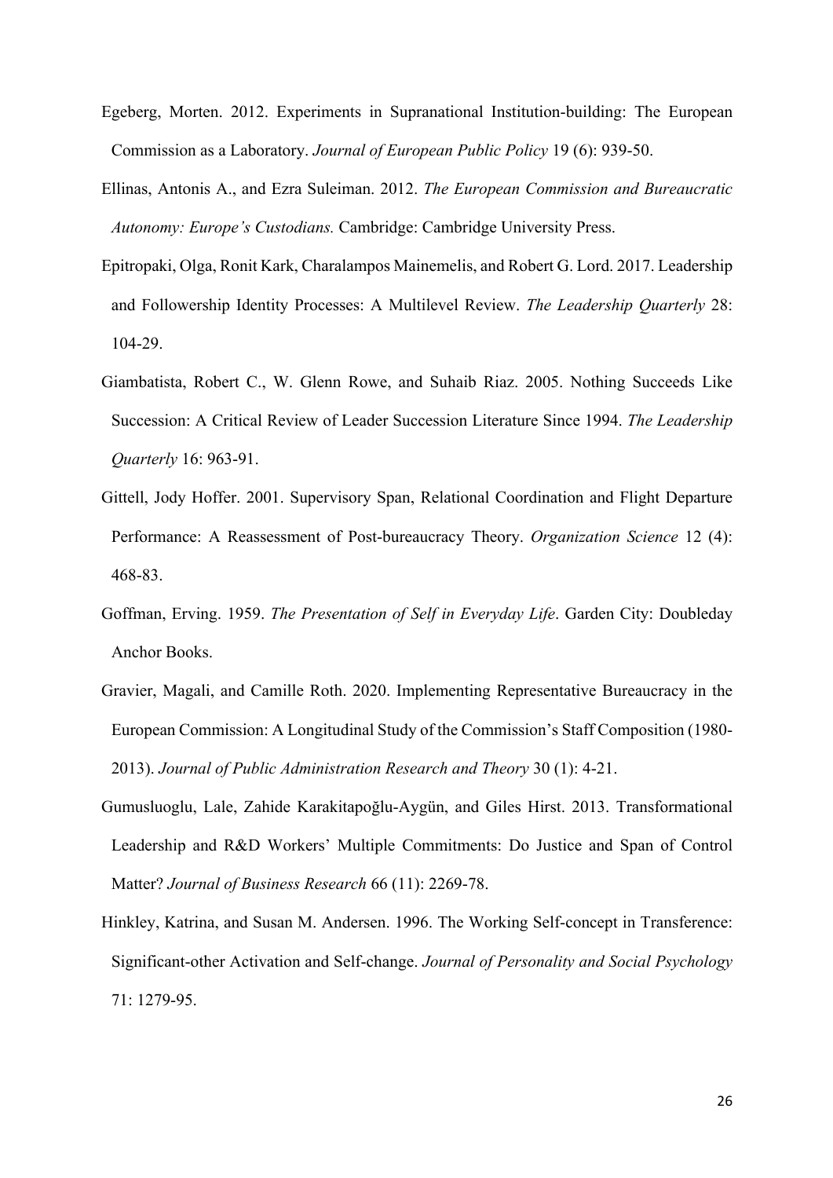Egeberg, Morten. 2012. Experiments in Supranational Institution-building: The European Commission as a Laboratory. *Journal of European Public Policy* 19 (6): 939-50.

Ellinas, Antonis A., and Ezra Suleiman. 2012. *The European Commission and Bureaucratic Autonomy: Europe's Custodians.* Cambridge: Cambridge University Press.

Epitropaki, Olga, Ronit Kark, Charalampos Mainemelis, and Robert G. Lord. 2017. Leadership and Followership Identity Processes: A Multilevel Review. *The Leadership Quarterly* 28: 104-29.

Giambatista, Robert C., W. Glenn Rowe, and Suhaib Riaz. 2005. Nothing Succeeds Like Succession: A Critical Review of Leader Succession Literature Since 1994. *The Leadership Quarterly* 16: 963-91.

Gittell, Jody Hoffer. 2001. Supervisory Span, Relational Coordination and Flight Departure Performance: A Reassessment of Post-bureaucracy Theory. *Organization Science* 12 (4): 468-83.

Goffman, Erving. 1959. *The Presentation of Self in Everyday Life*. Garden City: Doubleday Anchor Books.

Gravier, Magali, and Camille Roth. 2020. Implementing Representative Bureaucracy in the European Commission: A Longitudinal Study of the Commission's Staff Composition (1980-2013). *Journal of Public Administration Research and Theory* 30 (1): 4-21.

Gumusluoglu, Lale, Zahide Karakitapoğlu-Aygün, and Giles Hirst. 2013. Transformational Leadership and R&D Workers' Multiple Commitments: Do Justice and Span of Control Matter? *Journal of Business Research* 66 (11): 2269-78.

Hinkley, Katrina, and Susan M. Andersen. 1996. The Working Self-concept in Transference: Significant-other Activation and Self-change. *Journal of Personality and Social Psychology* 71: 1279-95.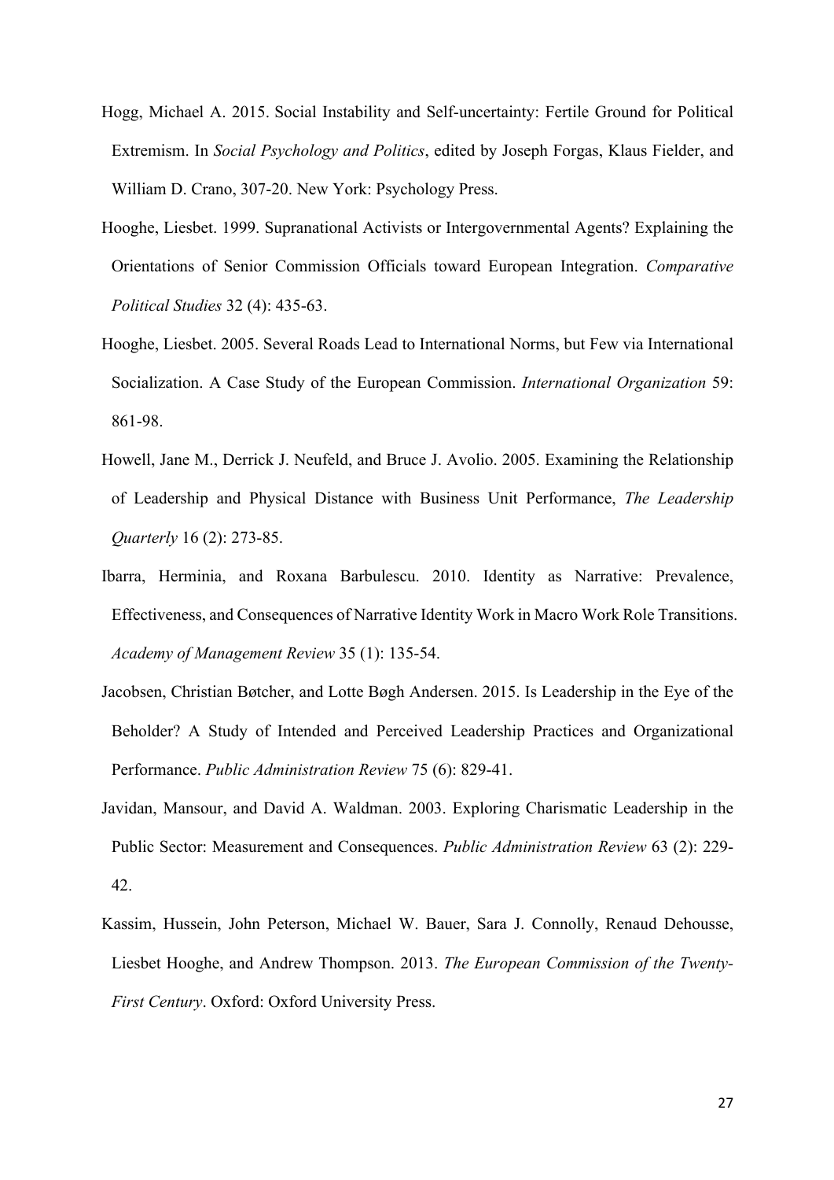Hogg, Michael A. 2015. Social Instability and Self-uncertainty: Fertile Ground for Political Extremism. In *Social Psychology and Politics*, edited by Joseph Forgas, Klaus Fielder, and William D. Crano, 307-20. New York: Psychology Press.

Hooghe, Liesbet. 1999. Supranational Activists or Intergovernmental Agents? Explaining the Orientations of Senior Commission Officials toward European Integration. *Comparative Political Studies* 32 (4): 435-63.

Hooghe, Liesbet. 2005. Several Roads Lead to International Norms, but Few via International Socialization. A Case Study of the European Commission. *International Organization* 59: 861-98.

Howell, Jane M., Derrick J. Neufeld, and Bruce J. Avolio. 2005. Examining the Relationship of Leadership and Physical Distance with Business Unit Performance, *The Leadership Quarterly* 16 (2): 273-85.

Ibarra, Herminia, and Roxana Barbulescu. 2010. Identity as Narrative: Prevalence, Effectiveness, and Consequences of Narrative Identity Work in Macro Work Role Transitions. *Academy of Management Review* 35 (1): 135-54.

Jacobsen, Christian Bøtcher, and Lotte Bøgh Andersen. 2015. Is Leadership in the Eye of the Beholder? A Study of Intended and Perceived Leadership Practices and Organizational Performance. *Public Administration Review* 75 (6): 829-41.

Javidan, Mansour, and David A. Waldman. 2003. Exploring Charismatic Leadership in the Public Sector: Measurement and Consequences. *Public Administration Review* 63 (2): 229-42.

Kassim, Hussein, John Peterson, Michael W. Bauer, Sara J. Connolly, Renaud Dehousse, Liesbet Hooghe, and Andrew Thompson. 2013. *The European Commission of the Twenty-First Century*. Oxford: Oxford University Press.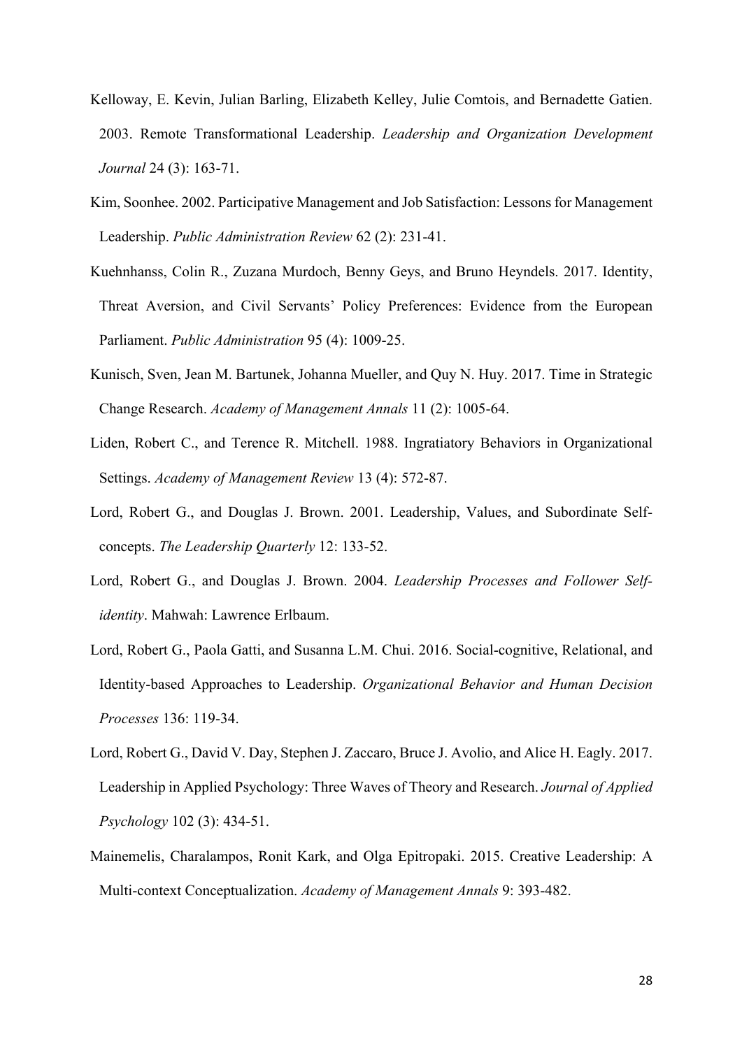Kelloway, E. Kevin, Julian Barling, Elizabeth Kelley, Julie Comtois, and Bernadette Gatien. 2003. Remote Transformational Leadership. *Leadership and Organization Development Journal* 24 (3): 163-71.

Kim, Soonhee. 2002. Participative Management and Job Satisfaction: Lessons for Management Leadership. *Public Administration Review* 62 (2): 231-41.

Kuehnhanss, Colin R., Zuzana Murdoch, Benny Geys, and Bruno Heyndels. 2017. Identity, Threat Aversion, and Civil Servants' Policy Preferences: Evidence from the European Parliament. *Public Administration* 95 (4): 1009-25.

Kunisch, Sven, Jean M. Bartunek, Johanna Mueller, and Quy N. Huy. 2017. Time in Strategic Change Research. *Academy of Management Annals* 11 (2): 1005-64.

Liden, Robert C., and Terence R. Mitchell. 1988. Ingratiatory Behaviors in Organizational Settings. *Academy of Management Review* 13 (4): 572-87.

Lord, Robert G., and Douglas J. Brown. 2001. Leadership, Values, and Subordinate Self-concepts. *The Leadership Quarterly* 12: 133-52.

Lord, Robert G., and Douglas J. Brown. 2004. *Leadership Processes and Follower Self-identity*. Mahwah: Lawrence Erlbaum.

Lord, Robert G., Paola Gatti, and Susanna L.M. Chui. 2016. Social-cognitive, Relational, and Identity-based Approaches to Leadership. *Organizational Behavior and Human Decision Processes* 136: 119-34.

Lord, Robert G., David V. Day, Stephen J. Zaccaro, Bruce J. Avolio, and Alice H. Eagly. 2017. Leadership in Applied Psychology: Three Waves of Theory and Research. *Journal of Applied Psychology* 102 (3): 434-51.

Mainemelis, Charalampos, Ronit Kark, and Olga Epitropaki. 2015. Creative Leadership: A Multi-context Conceptualization. *Academy of Management Annals* 9: 393-482.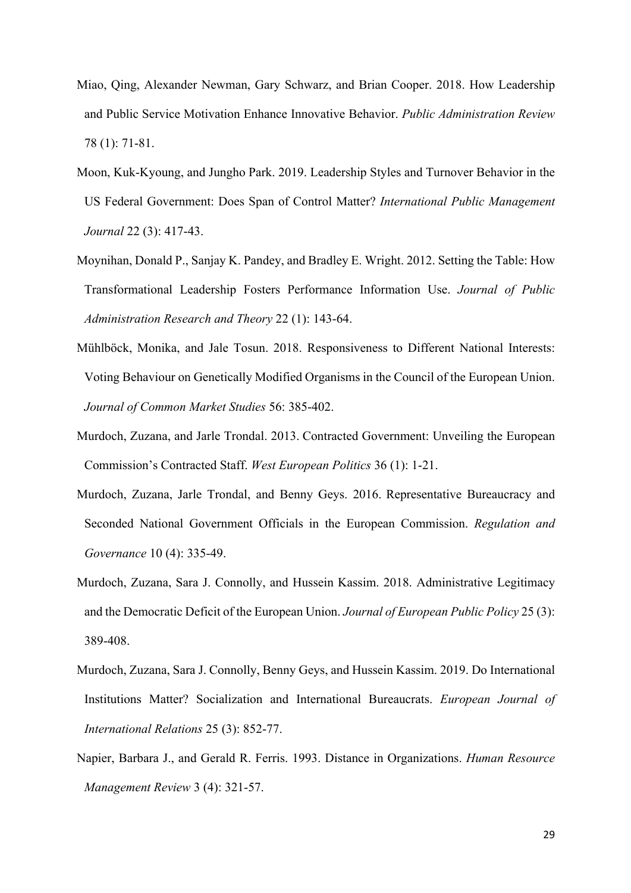Miao, Qing, Alexander Newman, Gary Schwarz, and Brian Cooper. 2018. How Leadership and Public Service Motivation Enhance Innovative Behavior. *Public Administration Review* 78 (1): 71-81.

Moon, Kuk-Kyoung, and Jungho Park. 2019. Leadership Styles and Turnover Behavior in the US Federal Government: Does Span of Control Matter? *International Public Management Journal* 22 (3): 417-43.

Moynihan, Donald P., Sanjay K. Pandey, and Bradley E. Wright. 2012. Setting the Table: How Transformational Leadership Fosters Performance Information Use. *Journal of Public Administration Research and Theory* 22 (1): 143-64.

Mühlböck, Monika, and Jale Tosun. 2018. Responsiveness to Different National Interests: Voting Behaviour on Genetically Modified Organisms in the Council of the European Union. *Journal of Common Market Studies* 56: 385-402.

Murdoch, Zuzana, and Jarle Trondal. 2013. Contracted Government: Unveiling the European Commission's Contracted Staff. *West European Politics* 36 (1): 1-21.

Murdoch, Zuzana, Jarle Trondal, and Benny Geys. 2016. Representative Bureaucracy and Seconded National Government Officials in the European Commission. *Regulation and Governance* 10 (4): 335-49.

Murdoch, Zuzana, Sara J. Connolly, and Hussein Kassim. 2018. Administrative Legitimacy and the Democratic Deficit of the European Union. *Journal of European Public Policy* 25 (3): 389-408.

Murdoch, Zuzana, Sara J. Connolly, Benny Geys, and Hussein Kassim. 2019. Do International Institutions Matter? Socialization and International Bureaucrats. *European Journal of International Relations* 25 (3): 852-77.

Napier, Barbara J., and Gerald R. Ferris. 1993. Distance in Organizations. *Human Resource Management Review* 3 (4): 321-57.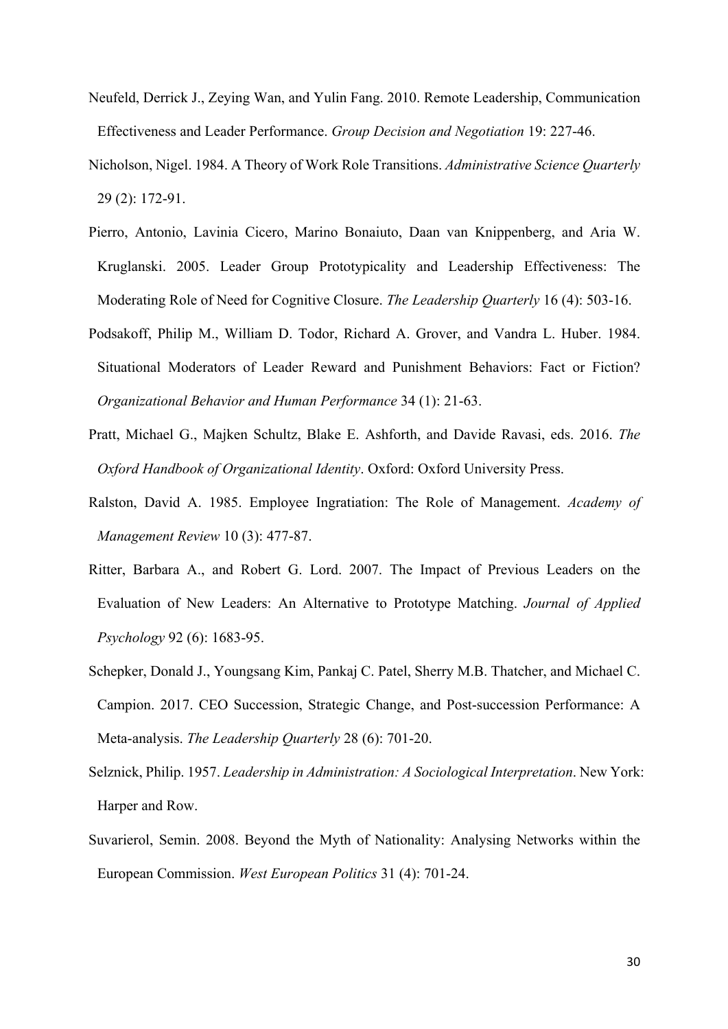Neufeld, Derrick J., Zeying Wan, and Yulin Fang. 2010. Remote Leadership, Communication Effectiveness and Leader Performance. *Group Decision and Negotiation* 19: 227-46.

Nicholson, Nigel. 1984. A Theory of Work Role Transitions. *Administrative Science Quarterly* 29 (2): 172-91.

Pierro, Antonio, Lavinia Cicero, Marino Bonaiuto, Daan van Knippenberg, and Aria W. Kruglanski. 2005. Leader Group Prototypicality and Leadership Effectiveness: The Moderating Role of Need for Cognitive Closure. *The Leadership Quarterly* 16 (4): 503-16.

Podsakoff, Philip M., William D. Todor, Richard A. Grover, and Vandra L. Huber. 1984. Situational Moderators of Leader Reward and Punishment Behaviors: Fact or Fiction? *Organizational Behavior and Human Performance* 34 (1): 21-63.

Pratt, Michael G., Majken Schultz, Blake E. Ashforth, and Davide Ravasi, eds. 2016. *The Oxford Handbook of Organizational Identity*. Oxford: Oxford University Press.

Ralston, David A. 1985. Employee Ingratiation: The Role of Management. *Academy of Management Review* 10 (3): 477-87.

Ritter, Barbara A., and Robert G. Lord. 2007. The Impact of Previous Leaders on the Evaluation of New Leaders: An Alternative to Prototype Matching. *Journal of Applied Psychology* 92 (6): 1683-95.

Schepker, Donald J., Youngsang Kim, Pankaj C. Patel, Sherry M.B. Thatcher, and Michael C. Campion. 2017. CEO Succession, Strategic Change, and Post-succession Performance: A Meta-analysis. *The Leadership Quarterly* 28 (6): 701-20.

Selznick, Philip. 1957. *Leadership in Administration: A Sociological Interpretation*. New York: Harper and Row.

Suvarierol, Semin. 2008. Beyond the Myth of Nationality: Analysing Networks within the European Commission. *West European Politics* 31 (4): 701-24.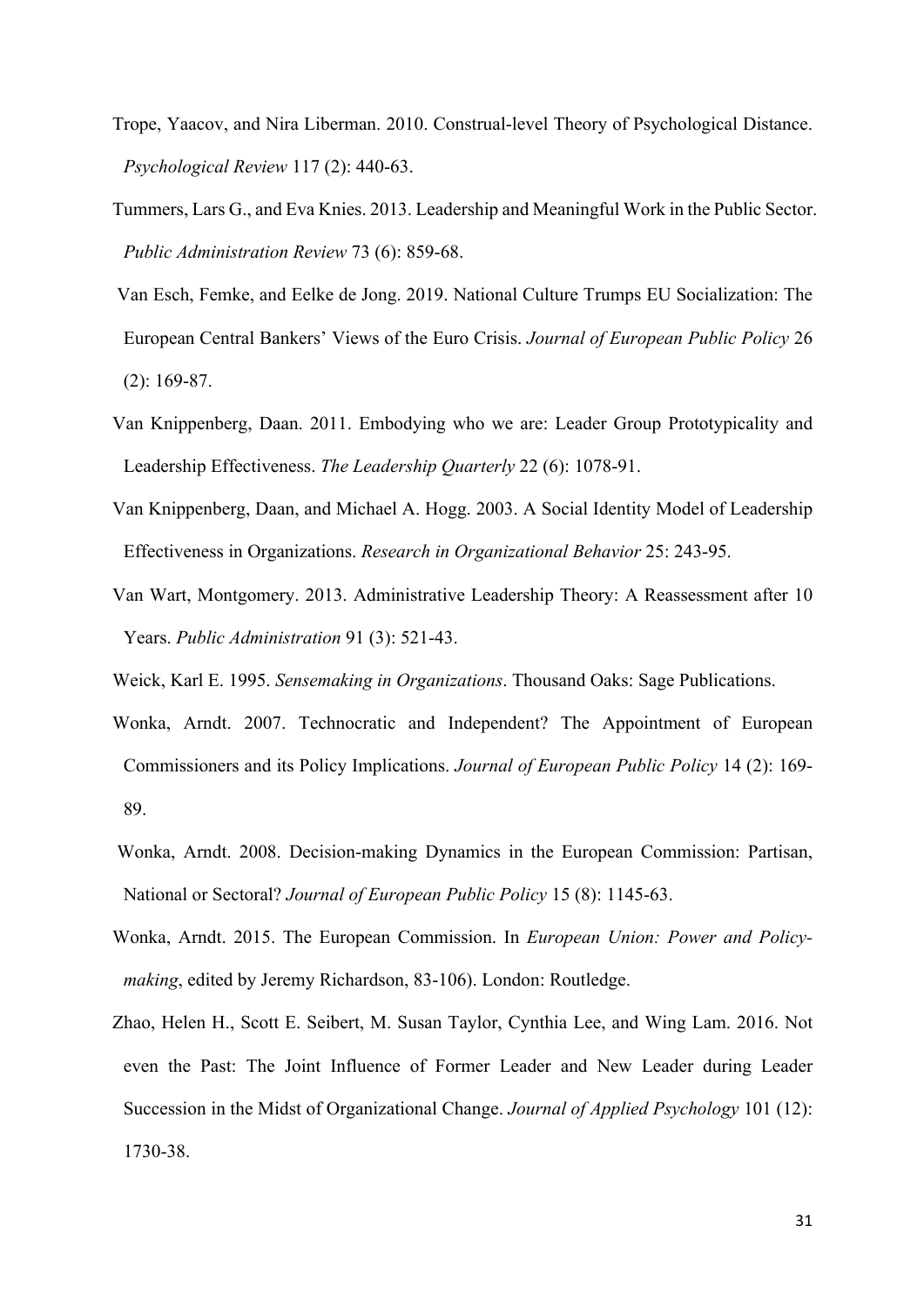Trope, Yaacov, and Nira Liberman. 2010. Construal-level Theory of Psychological Distance. *Psychological Review* 117 (2): 440-63.

Tummers, Lars G., and Eva Knies. 2013. Leadership and Meaningful Work in the Public Sector. *Public Administration Review* 73 (6): 859-68.

Van Esch, Femke, and Eelke de Jong. 2019. National Culture Trumps EU Socialization: The European Central Bankers' Views of the Euro Crisis. *Journal of European Public Policy* 26 (2): 169-87.

Van Knippenberg, Daan. 2011. Embodying who we are: Leader Group Prototypicality and Leadership Effectiveness. *The Leadership Quarterly* 22 (6): 1078-91.

Van Knippenberg, Daan, and Michael A. Hogg. 2003. A Social Identity Model of Leadership Effectiveness in Organizations. *Research in Organizational Behavior* 25: 243-95.

Van Wart, Montgomery. 2013. Administrative Leadership Theory: A Reassessment after 10 Years. *Public Administration* 91 (3): 521-43.

Weick, Karl E. 1995. *Sensemaking in Organizations*. Thousand Oaks: Sage Publications.

Wonka, Arndt. 2007. Technocratic and Independent? The Appointment of European Commissioners and its Policy Implications. *Journal of European Public Policy* 14 (2): 169-89.

Wonka, Arndt. 2008. Decision-making Dynamics in the European Commission: Partisan, National or Sectoral? *Journal of European Public Policy* 15 (8): 1145-63.

Wonka, Arndt. 2015. The European Commission. In *European Union: Power and Policy-making*, edited by Jeremy Richardson, 83-106). London: Routledge.

Zhao, Helen H., Scott E. Seibert, M. Susan Taylor, Cynthia Lee, and Wing Lam. 2016. Not even the Past: The Joint Influence of Former Leader and New Leader during Leader Succession in the Midst of Organizational Change. *Journal of Applied Psychology* 101 (12): 1730-38.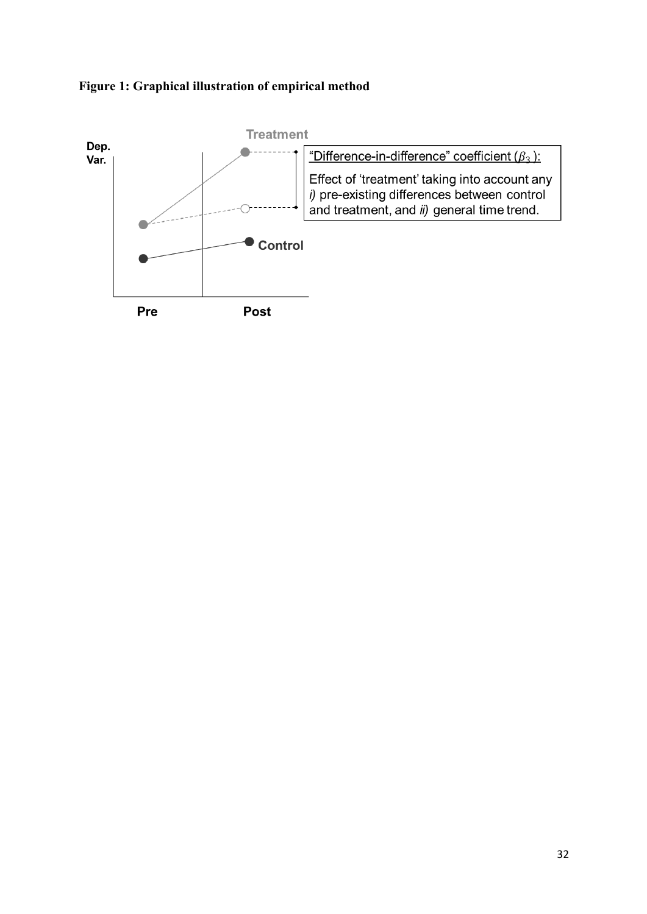**Figure 1: Graphical illustration of empirical method**

Treatment

Dep. Var.

"Difference-in-difference" coefficient ($\beta_3$):

Effect of 'treatment' taking into account any *i)* pre-existing differences between control and treatment, and *ii)* general time trend.

Control

Pre

Post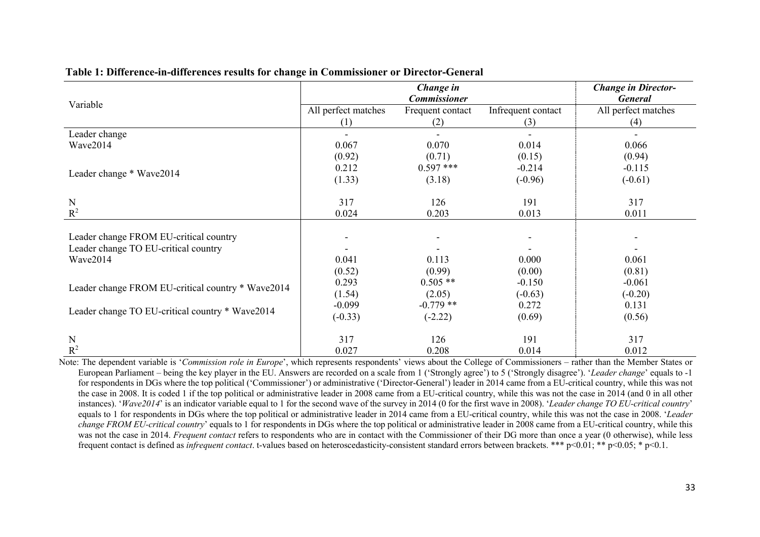**Table 1: Difference-in-differences results for change in Commissioner or Director-General**

| Variable | *Change in Commissioner* | | | *Change in Director-General* |
|---|---|---|---|---|
| | All perfect matches | Frequent contact | Infrequent contact | All perfect matches |
| | (1) | (2) | (3) | (4) |
| Leader change | - | - | - | - |
| Wave2014 | 0.067 | 0.070 | 0.014 | 0.066 |
| | (0.92) | (0.71) | (0.15) | (0.94) |
| Leader change * Wave2014 | 0.212 | 0.597 *** | -0.214 | -0.115 |
| | (1.33) | (3.18) | (-0.96) | (-0.61) |
| N | 317 | 126 | 191 | 317 |
| $R^2$ | 0.024 | 0.203 | 0.013 | 0.011 |
| Leader change FROM EU-critical country | - | - | - | - |
| Leader change TO EU-critical country | - | - | - | - |
| Wave2014 | 0.041 | 0.113 | 0.000 | 0.061 |
| | (0.52) | (0.99) | (0.00) | (0.81) |
| Leader change FROM EU-critical country * Wave2014 | 0.293 | 0.505 ** | -0.150 | -0.061 |
| | (1.54) | (2.05) | (-0.63) | (-0.20) |
| Leader change TO EU-critical country * Wave2014 | -0.099 | -0.779 ** | 0.272 | 0.131 |
| | (-0.33) | (-2.22) | (0.69) | (0.56) |
| N | 317 | 126 | 191 | 317 |
| $R^2$ | 0.027 | 0.208 | 0.014 | 0.012 |

Note: The dependent variable is '*Commission role in Europe*', which represents respondents' views about the College of Commissioners – rather than the Member States or European Parliament – being the key player in the EU. Answers are recorded on a scale from 1 ('Strongly agree') to 5 ('Strongly disagree'). '*Leader change*' equals to -1 for respondents in DGs where the top political ('Commissioner') or administrative ('Director-General') leader in 2014 came from a EU-critical country, while this was not the case in 2008. It is coded 1 if the top political or administrative leader in 2008 came from a EU-critical country, while this was not the case in 2014 (and 0 in all other instances). '*Wave2014*' is an indicator variable equal to 1 for the second wave of the survey in 2014 (0 for the first wave in 2008). '*Leader change TO EU-critical country*' equals to 1 for respondents in DGs where the top political or administrative leader in 2014 came from a EU-critical country, while this was not the case in 2008. '*Leader change FROM EU-critical country*' equals to 1 for respondents in DGs where the top political or administrative leader in 2008 came from a EU-critical country, while this was not the case in 2014. *Frequent contact* refers to respondents who are in contact with the Commissioner of their DG more than once a year (0 otherwise), while less frequent contact is defined as *infrequent contact*. t-values based on heteroscedasticity-consistent standard errors between brackets. *** $p<0.01$; ** $p<0.05$; * $p<0.1$.